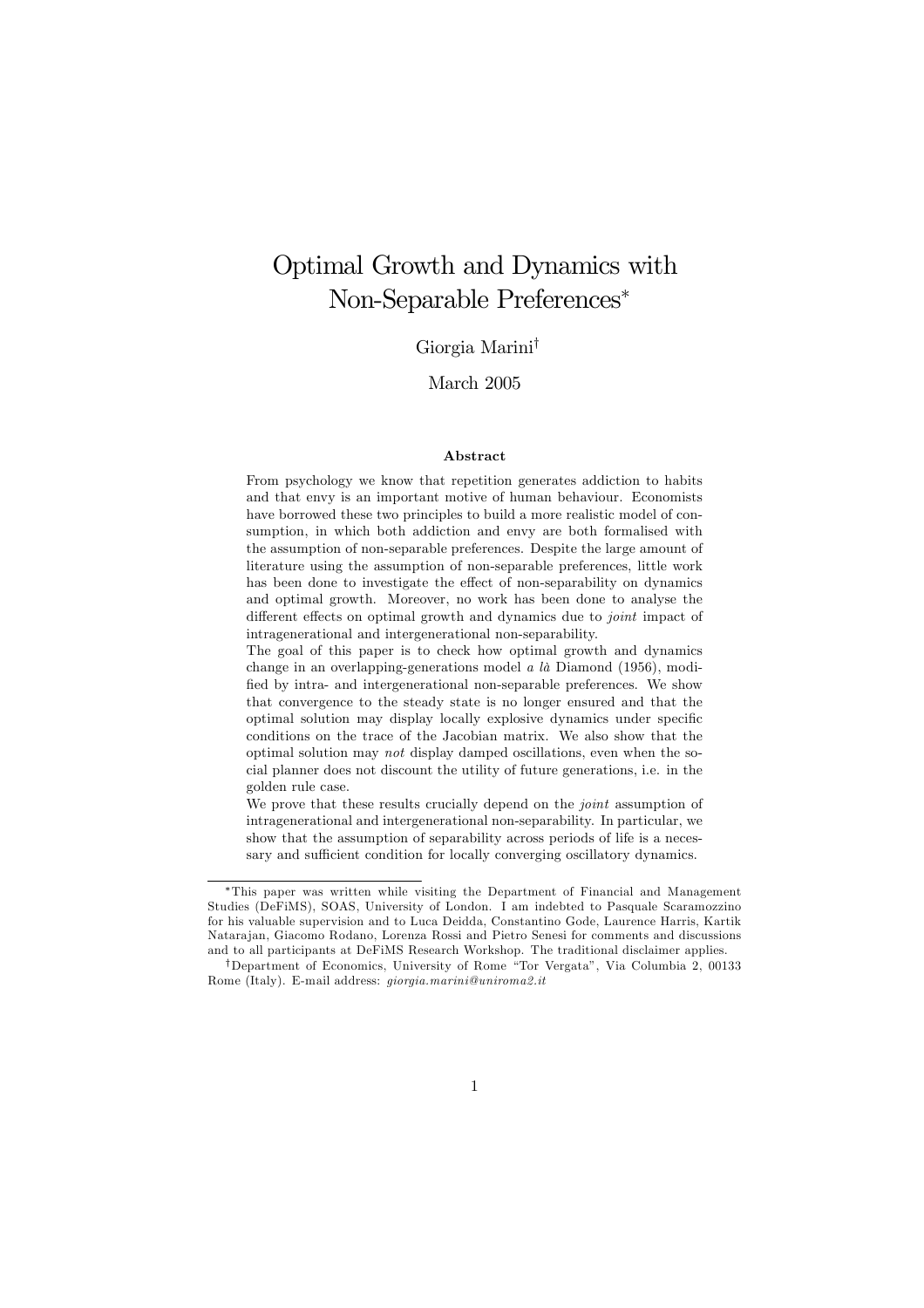# Optimal Growth and Dynamics with Non-Separable Preferences*

Giorgia Marini†

March 2005

### Abstract

From psychology we know that repetition generates addiction to habits and that envy is an important motive of human behaviour. Economists have borrowed these two principles to build a more realistic model of consumption, in which both addiction and envy are both formalised with the assumption of non-separable preferences. Despite the large amount of literature using the assumption of non-separable preferences, little work has been done to investigate the effect of non-separability on dynamics and optimal growth. Moreover, no work has been done to analyse the different effects on optimal growth and dynamics due to *joint* impact of intragenerational and intergenerational non-separability.

The goal of this paper is to check how optimal growth and dynamics change in an overlapping-generations model *a là* Diamond (1956), modified by intra- and intergenerational non-separable preferences. We show that convergence to the steady state is no longer ensured and that the optimal solution may display locally explosive dynamics under specific conditions on the trace of the Jacobian matrix. We also show that the optimal solution may *not* display damped oscillations, even when the social planner does not discount the utility of future generations, i.e. in the golden rule case.

We prove that these results crucially depend on the *joint* assumption of intragenerational and intergenerational non-separability. In particular, we show that the assumption of separability across periods of life is a necessary and sufficient condition for locally converging oscillatory dynamics.

---

*This paper was written while visiting the Department of Financial and Management Studies (DeFiMS), SOAS, University of London. I am indebted to Pasquale Scaramozzino for his valuable supervision and to Luca Deidda, Constantino Gode, Laurence Harris, Kartik Natarajan, Giacomo Rodano, Lorenza Rossi and Pietro Senesi for comments and discussions and to all participants at DeFiMS Research Workshop. The traditional disclaimer applies.

†Department of Economics, University of Rome "Tor Vergata", Via Columbia 2, 00133 Rome (Italy). E-mail address: *giorgia.marini@uniroma2.it*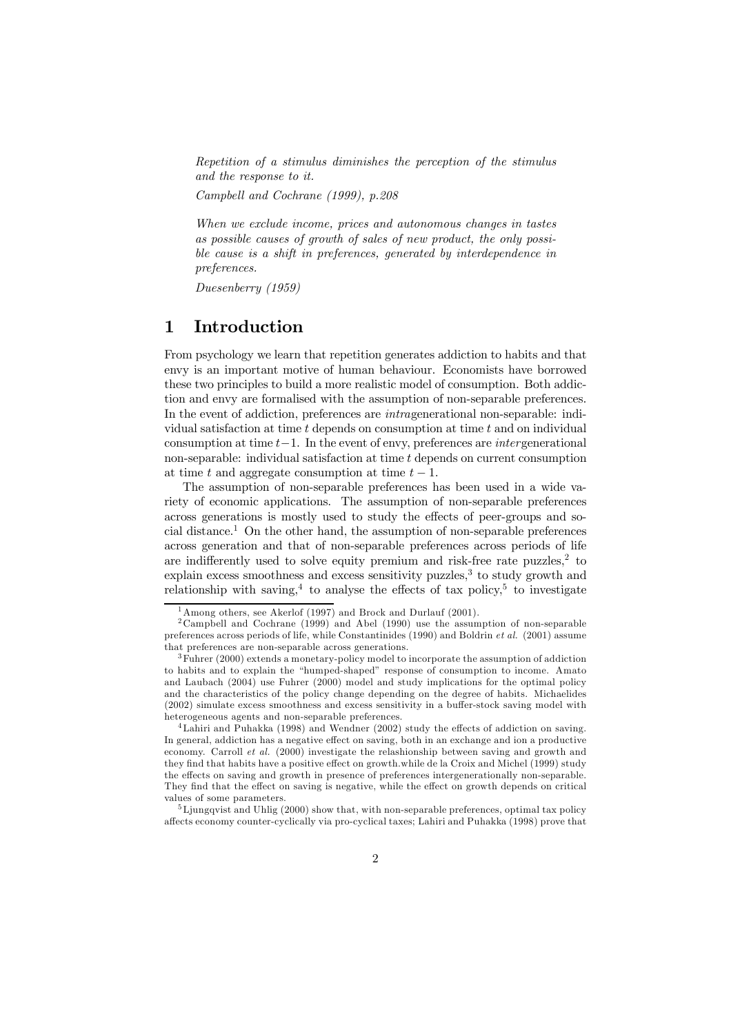*Repetition of a stimulus diminishes the perception of the stimulus and the response to it.*

*Campbell and Cochrane (1999), p.208*

*When we exclude income, prices and autonomous changes in tastes as possible causes of growth of sales of new product, the only possible cause is a shift in preferences, generated by interdependence in preferences.*

*Duesenberry (1959)*

# 1 Introduction

From psychology we learn that repetition generates addiction to habits and that envy is an important motive of human behaviour. Economists have borrowed these two principles to build a more realistic model of consumption. Both addiction and envy are formalised with the assumption of non-separable preferences. In the event of addiction, preferences are *intra*generational non-separable: individual satisfaction at time $t$ depends on consumption at time $t$ and on individual consumption at time $t-1$. In the event of envy, preferences are *inter*generational non-separable: individual satisfaction at time $t$ depends on current consumption at time $t$ and aggregate consumption at time $t-1$.

The assumption of non-separable preferences has been used in a wide variety of economic applications. The assumption of non-separable preferences across generations is mostly used to study the effects of peer-groups and social distance.[1] On the other hand, the assumption of non-separable preferences across generation and that of non-separable preferences across periods of life are indifferently used to solve equity premium and risk-free rate puzzles,[2] to explain excess smoothness and excess sensitivity puzzles,[3] to study growth and relationship with saving,[4] to analyse the effects of tax policy,[5] to investigate

---

[1] Among others, see Akerlof (1997) and Brock and Durlauf (2001).

[2] Campbell and Cochrane (1999) and Abel (1990) use the assumption of non-separable preferences across periods of life, while Constantinides (1990) and Boldrin *et al.* (2001) assume that preferences are non-separable across generations.

[3] Fuhrer (2000) extends a monetary-policy model to incorporate the assumption of addiction to habits and to explain the "humped-shaped" response of consumption to income. Amato and Laubach (2004) use Fuhrer (2000) model and study implications for the optimal policy and the characteristics of the policy change depending on the degree of habits. Michaelides (2002) simulate excess smoothness and excess sensitivity in a buffer-stock saving model with heterogeneous agents and non-separable preferences.

[4] Lahiri and Puhakka (1998) and Wendner (2002) study the effects of addiction on saving. In general, addiction has a negative effect on saving, both in an exchange and ion a productive economy. Carroll *et al.* (2000) investigate the relashionship between saving and growth and they find that habits have a positive effect on growth.while de la Croix and Michel (1999) study the effects on saving and growth in presence of preferences intergenerationally non-separable. They find that the effect on saving is negative, while the effect on growth depends on critical values of some parameters.

[5] Ljungqvist and Uhlig (2000) show that, with non-separable preferences, optimal tax policy affects economy counter-cyclically via pro-cyclical taxes; Lahiri and Puhakka (1998) prove that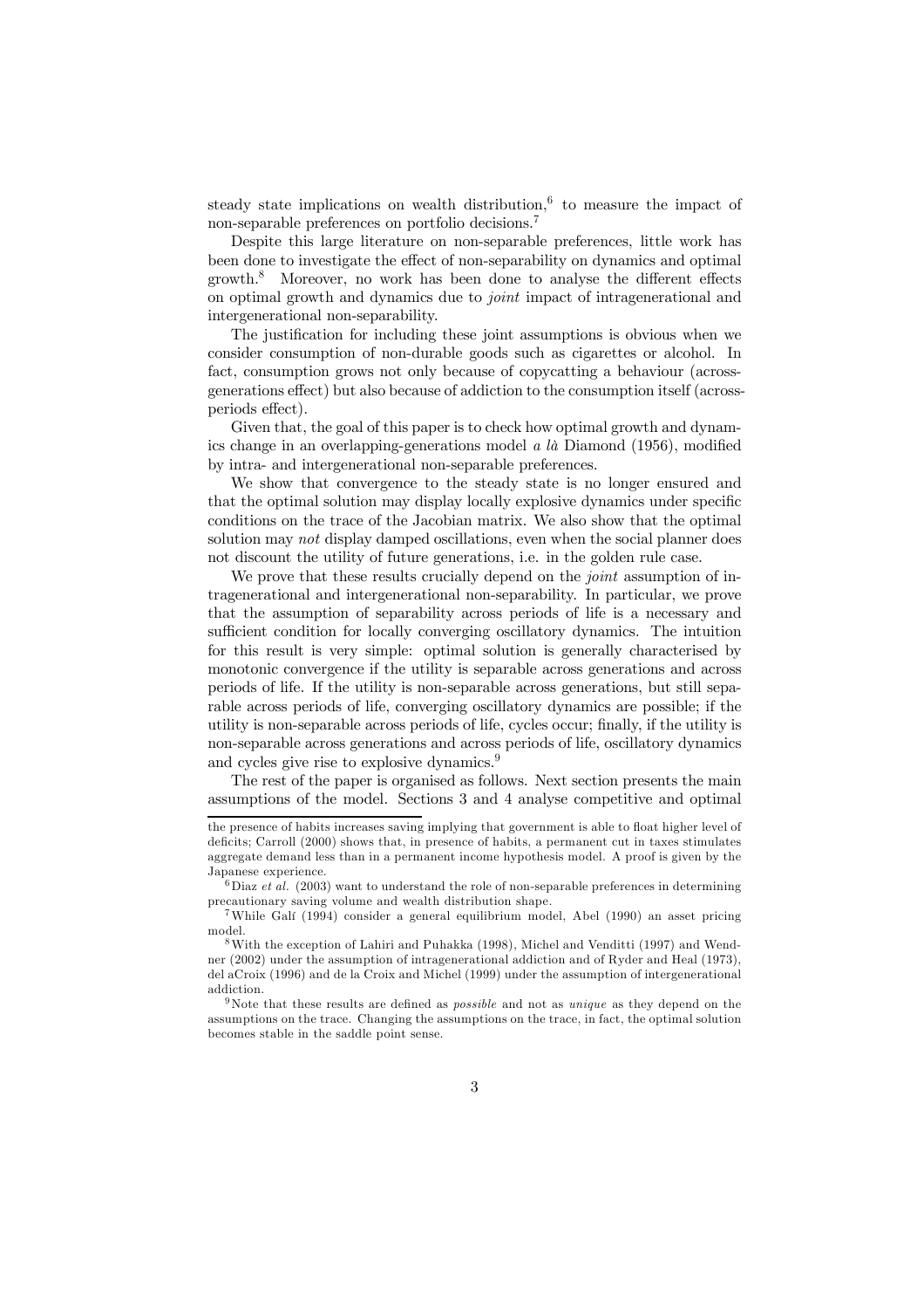steady state implications on wealth distribution,[6] to measure the impact of non-separable preferences on portfolio decisions.[7]

Despite this large literature on non-separable preferences, little work has been done to investigate the effect of non-separability on dynamics and optimal growth.[8] Moreover, no work has been done to analyse the different effects on optimal growth and dynamics due to *joint* impact of intragenerational and intergenerational non-separability.

The justification for including these joint assumptions is obvious when we consider consumption of non-durable goods such as cigarettes or alcohol. In fact, consumption grows not only because of copycatting a behaviour (across-generations effect) but also because of addiction to the consumption itself (across-periods effect).

Given that, the goal of this paper is to check how optimal growth and dynamics change in an overlapping-generations model *a là* Diamond (1956), modified by intra- and intergenerational non-separable preferences.

We show that convergence to the steady state is no longer ensured and that the optimal solution may display locally explosive dynamics under specific conditions on the trace of the Jacobian matrix. We also show that the optimal solution may *not* display damped oscillations, even when the social planner does not discount the utility of future generations, i.e. in the golden rule case.

We prove that these results crucially depend on the *joint* assumption of intragenerational and intergenerational non-separability. In particular, we prove that the assumption of separability across periods of life is a necessary and sufficient condition for locally converging oscillatory dynamics. The intuition for this result is very simple: optimal solution is generally characterised by monotonic convergence if the utility is separable across generations and across periods of life. If the utility is non-separable across generations, but still separable across periods of life, converging oscillatory dynamics are possible; if the utility is non-separable across periods of life, cycles occur; finally, if the utility is non-separable across generations and across periods of life, oscillatory dynamics and cycles give rise to explosive dynamics.[9]

The rest of the paper is organised as follows. Next section presents the main assumptions of the model. Sections 3 and 4 analyse competitive and optimal

---

the presence of habits increases saving implying that government is able to float higher level of deficits; Carroll (2000) shows that, in presence of habits, a permanent cut in taxes stimulates aggregate demand less than in a permanent income hypothesis model. A proof is given by the Japanese experience.

[6] Diaz *et al.* (2003) want to understand the role of non-separable preferences in determining precautionary saving volume and wealth distribution shape.

[7] While Galí (1994) consider a general equilibrium model, Abel (1990) an asset pricing model.

[8] With the exception of Lahiri and Puhakka (1998), Michel and Venditti (1997) and Wendner (2002) under the assumption of intragenerational addiction and of Ryder and Heal (1973), del aCroix (1996) and de la Croix and Michel (1999) under the assumption of intergenerational addiction.

[9] Note that these results are defined as *possible* and not as *unique* as they depend on the assumptions on the trace. Changing the assumptions on the trace, in fact, the optimal solution becomes stable in the saddle point sense.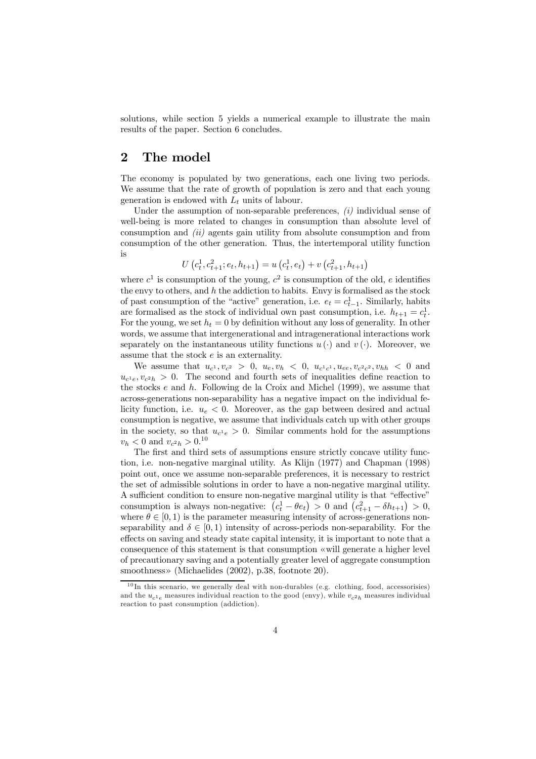solutions, while section 5 yields a numerical example to illustrate the main results of the paper. Section 6 concludes.

## 2 The model

The economy is populated by two generations, each one living two periods. We assume that the rate of growth of population is zero and that each young generation is endowed with $L_t$ units of labour.

Under the assumption of non-separable preferences, *(i)* individual sense of well-being is more related to changes in consumption than absolute level of consumption and *(ii)* agents gain utility from absolute consumption and from consumption of the other generation. Thus, the intertemporal utility function is

$$U\left(c_t^1, c_{t+1}^2; e_t, h_{t+1}\right) = u\left(c_t^1, e_t\right) + v\left(c_{t+1}^2, h_{t+1}\right)$$

where $c^1$ is consumption of the young, $c^2$ is consumption of the old, $e$ identifies the envy to others, and $h$ the addiction to habits. Envy is formalised as the stock of past consumption of the "active" generation, i.e. $e_t = c_{t-1}^1$. Similarly, habits are formalised as the stock of individual own past consumption, i.e. $h_{t+1} = c_t^1$. For the young, we set $h_t = 0$ by definition without any loss of generality. In other words, we assume that intergenerational and intragenerational interactions work separately on the instantaneous utility functions $u(\cdot)$ and $v(\cdot)$. Moreover, we assume that the stock $e$ is an externality.

We assume that $u_{c^1}, v_{c^2} > 0$, $u_e, v_h < 0$, $u_{c^1c^1}, u_{ee}, v_{c^2c^2}, v_{hh} < 0$ and $u_{c^1e}, v_{c^2h} > 0$. The second and fourth sets of inequalities define reaction to the stocks $e$ and $h$. Following de la Croix and Michel (1999), we assume that across-generations non-separability has a negative impact on the individual felicity function, i.e. $u_e < 0$. Moreover, as the gap between desired and actual consumption is negative, we assume that individuals catch up with other groups in the society, so that $u_{c^1e} > 0$. Similar comments hold for the assumptions $v_h < 0$ and $v_{c^2h} > 0$.[10]

The first and third sets of assumptions ensure strictly concave utility function, i.e. non-negative marginal utility. As Klijn (1977) and Chapman (1998) point out, once we assume non-separable preferences, it is necessary to restrict the set of admissible solutions in order to have a non-negative marginal utility. A sufficient condition to ensure non-negative marginal utility is that "effective" consumption is always non-negative: $\left(c_t^1 - \theta e_t\right) > 0$ and $\left(c_{t+1}^2 - \delta h_{t+1}\right) > 0$, where $\theta \in [0, 1)$ is the parameter measuring intensity of across-generations non-separability and $\delta \in [0, 1)$ intensity of across-periods non-separability. For the effects on saving and steady state capital intensity, it is important to note that a consequence of this statement is that consumption «will generate a higher level of precautionary saving and a potentially greater level of aggregate consumption smoothness» (Michaelides (2002), p.38, footnote 20).

[10] In this scenario, we generally deal with non-durables (e.g. clothing, food, accessorisies) and the $u_{c^1e}$ measures individual reaction to the good (envy), while $v_{c^2h}$ measures individual reaction to past consumption (addiction).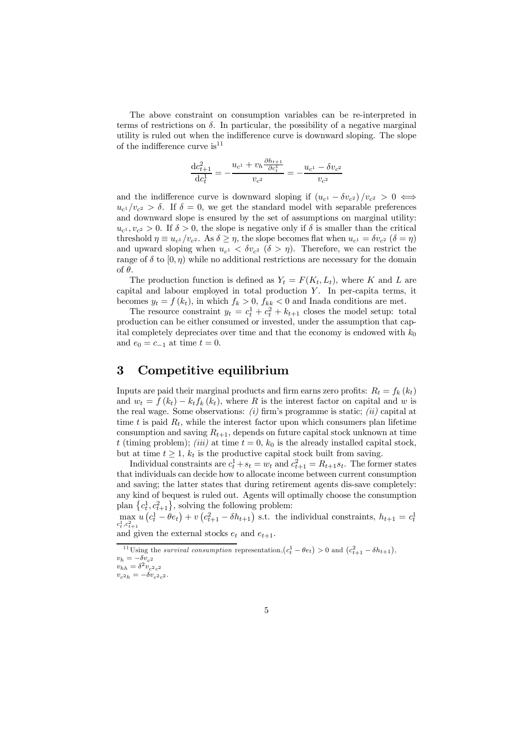The above constraint on consumption variables can be re-interpreted in terms of restrictions on $\delta$. In particular, the possibility of a negative marginal utility is ruled out when the indifference curve is downward sloping. The slope of the indifference curve is[11]

$$\frac{\mathrm{d}c_{t+1}^2}{\mathrm{d}c_t^1} = -\frac{u_{c^1} + v_h \frac{\partial h_{t+1}}{\partial c_t^1}}{v_{c^2}} = -\frac{u_{c^1} - \delta v_{c^2}}{v_{c^2}}$$

and the indifference curve is downward sloping if $(u_{c^1} - \delta v_{c^2})/v_{c^2} > 0 \iff u_{c^1}/v_{c^2} > \delta$. If $\delta = 0$, we get the standard model with separable preferences and downward slope is ensured by the set of assumptions on marginal utility: $u_{c^1}, v_{c^2} > 0$. If $\delta > 0$, the slope is negative only if $\delta$ is smaller than the critical threshold $\eta \equiv u_{c^1}/v_{c^2}$. As $\delta \geq \eta$, the slope becomes flat when $u_{c^1} = \delta v_{c^2}$ ($\delta = \eta$) and upward sloping when $u_{c^1} < \delta v_{c^2}$ ($\delta > \eta$). Therefore, we can restrict the range of $\delta$ to $[0, \eta)$ while no additional restrictions are necessary for the domain of $\theta$.

The production function is defined as $Y_t = F(K_t, L_t)$, where $K$ and $L$ are capital and labour employed in total production $Y$. In per-capita terms, it becomes $y_t = f(k_t)$, in which $f_k > 0$, $f_{kk} < 0$ and Inada conditions are met.

The resource constraint $y_t = c_t^1 + c_t^2 + k_{t+1}$ closes the model setup: total production can be either consumed or invested, under the assumption that capital completely depreciates over time and that the economy is endowed with $k_0$ and $e_0 = c_{-1}$ at time $t = 0$.

# 3 Competitive equilibrium

Inputs are paid their marginal products and firm earns zero profits: $R_t = f_k(k_t)$ and $w_t = f(k_t) - k_t f_k(k_t)$, where $R$ is the interest factor on capital and $w$ is the real wage. Some observations: *(i)* firm's programme is static; *(ii)* capital at time $t$ is paid $R_t$, while the interest factor upon which consumers plan lifetime consumption and saving $R_{t+1}$, depends on future capital stock unknown at time $t$ (timing problem); *(iii)* at time $t = 0$, $k_0$ is the already installed capital stock, but at time $t \geq 1$, $k_t$ is the productive capital stock built from saving.

Individual constraints are $c_t^1 + s_t = w_t$ and $c_{t+1}^2 = R_{t+1} s_t$. The former states that individuals can decide how to allocate income between current consumption and saving; the latter states that during retirement agents dis-save completely: any kind of bequest is ruled out. Agents will optimally choose the consumption plan $\{c_t^1, c_{t+1}^2\}$, solving the following problem:

$\max\limits_{c_t^1, c_{t+1}^2} u(c_t^1 - \theta e_t) + v(c_{t+1}^2 - \delta h_{t+1})$ s.t. the individual constraints, $h_{t+1} = c_t^1$ and given the external stocks $e_t$ and $e_{t+1}$.

[11] Using the *survival consumption* representation, $(c_t^1 - \theta e_t) > 0$ and $(c_{t+1}^2 - \delta h_{t+1})$,
$v_h = -\delta v_{c^2}$
$v_{hh} = \delta^2 v_{c^2 c^2}$
$v_{c^2 h} = -\delta v_{c^2 c^2}$.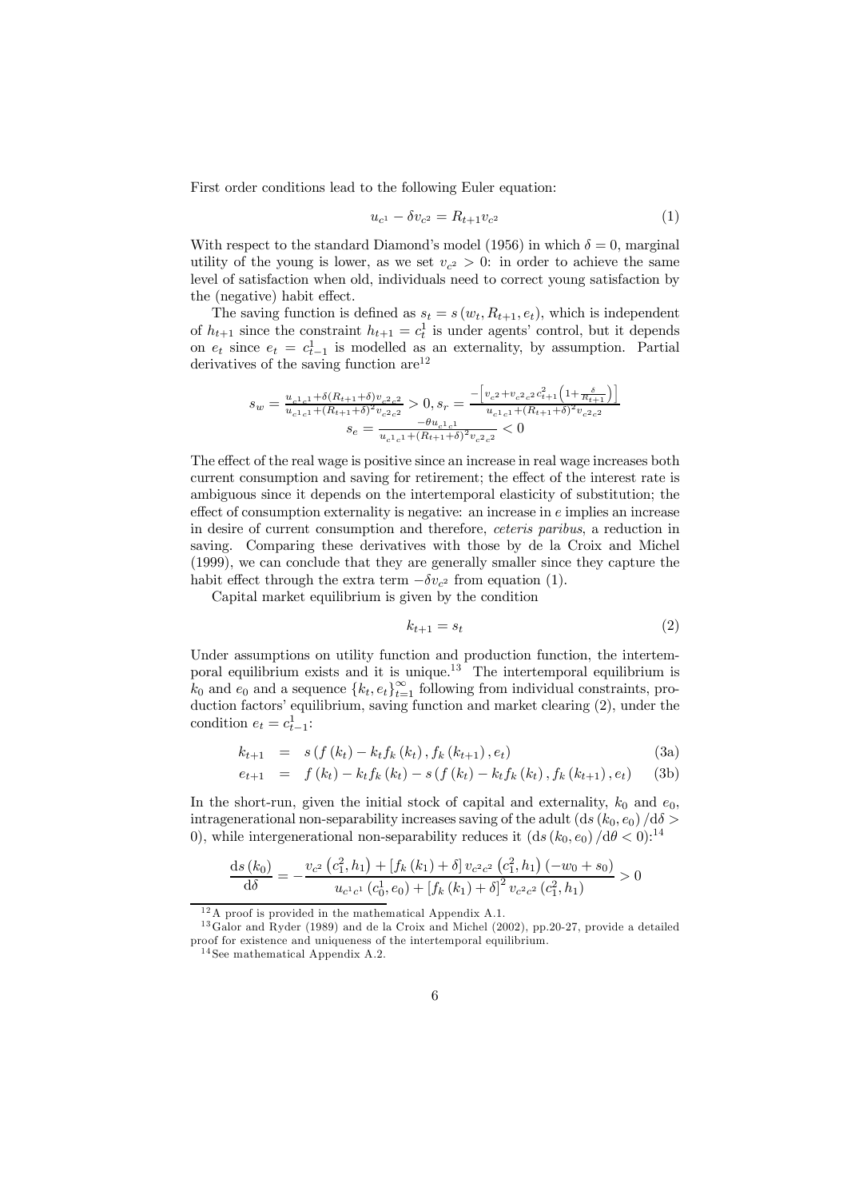First order conditions lead to the following Euler equation:

$$u_{c^1} - \delta v_{c^2} = R_{t+1} v_{c^2} \tag{1}$$

With respect to the standard Diamond's model (1956) in which $\delta = 0$, marginal utility of the young is lower, as we set $v_{c^2} > 0$: in order to achieve the same level of satisfaction when old, individuals need to correct young satisfaction by the (negative) habit effect.

The saving function is defined as $s_t = s(w_t, R_{t+1}, e_t)$, which is independent of $h_{t+1}$ since the constraint $h_{t+1} = c_t^1$ is under agents' control, but it depends on $e_t$ since $e_t = c_{t-1}^1$ is modelled as an externality, by assumption. Partial derivatives of the saving function are[12]

$$s_w = \frac{u_{c^1 c^1} + \delta (R_{t+1} + \delta) v_{c^2 c^2}}{u_{c^1 c^1} + (R_{t+1} + \delta)^2 v_{c^2 c^2}} > 0, s_r = \frac{-\left[ v_{c^2} + v_{c^2 c^2} c_{t+1}^2 \left( 1 + \frac{\delta}{R_{t+1}} \right) \right]}{u_{c^1 c^1} + (R_{t+1} + \delta)^2 v_{c^2 c^2}}$$
$$s_e = \frac{-\theta u_{c^1 c^1}}{u_{c^1 c^1} + (R_{t+1} + \delta)^2 v_{c^2 c^2}} < 0$$

The effect of the real wage is positive since an increase in real wage increases both current consumption and saving for retirement; the effect of the interest rate is ambiguous since it depends on the intertemporal elasticity of substitution; the effect of consumption externality is negative: an increase in $e$ implies an increase in desire of current consumption and therefore, *ceteris paribus*, a reduction in saving. Comparing these derivatives with those by de la Croix and Michel (1999), we can conclude that they are generally smaller since they capture the habit effect through the extra term $-\delta v_{c^2}$ from equation (1).

Capital market equilibrium is given by the condition

$$k_{t+1} = s_t \tag{2}$$

Under assumptions on utility function and production function, the intertemporal equilibrium exists and it is unique.[13] The intertemporal equilibrium is $k_0$ and $e_0$ and a sequence $\{k_t, e_t\}_{t=1}^{\infty}$ following from individual constraints, production factors' equilibrium, saving function and market clearing (2), under the condition $e_t = c_{t-1}^1$:

$$k_{t+1} = s(f(k_t) - k_t f_k(k_t), f_k(k_{t+1}), e_t) \tag{3a}$$

$$e_{t+1} = f(k_t) - k_t f_k(k_t) - s(f(k_t) - k_t f_k(k_t), f_k(k_{t+1}), e_t) \tag{3b}$$

In the short-run, given the initial stock of capital and externality, $k_0$ and $e_0$, intragenerational non-separability increases saving of the adult $(\mathrm{d}s(k_0, e_0)/\mathrm{d}\delta > 0)$, while intergenerational non-separability reduces it $(\mathrm{d}s(k_0, e_0)/\mathrm{d}\theta < 0)$:[14]

$$\frac{\mathrm{d}s(k_0)}{\mathrm{d}\delta} = -\frac{v_{c^2}(c_1^2, h_1) + [f_k(k_1) + \delta] v_{c^2 c^2}(c_1^2, h_1)(-w_0 + s_0)}{u_{c^1 c^1}(c_0^1, e_0) + [f_k(k_1) + \delta]^2 v_{c^2 c^2}(c_1^2, h_1)} > 0$$

---

[12] A proof is provided in the mathematical Appendix A.1.

[13] Galor and Ryder (1989) and de la Croix and Michel (2002), pp.20-27, provide a detailed proof for existence and uniqueness of the intertemporal equilibrium.

[14] See mathematical Appendix A.2.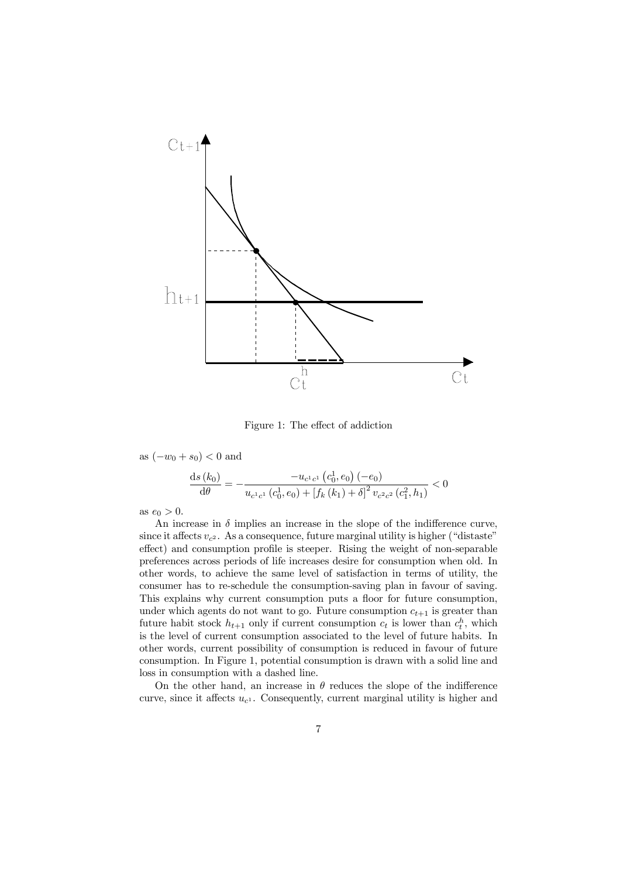Figure 1: The effect of addiction

as $(-w_0 + s_0) < 0$ and

$$\frac{\mathrm{d}s(k_0)}{\mathrm{d}\theta} = -\frac{-u_{c^1c^1}\left(c_0^1, e_0\right)(-e_0)}{u_{c^1c^1}\left(c_0^1, e_0\right) + \left[f_k(k_1) + \delta\right]^2 v_{c^2c^2}\left(c_1^2, h_1\right)} < 0$$

as $e_0 > 0$.

An increase in $\delta$ implies an increase in the slope of the indifference curve, since it affects $v_{c^2}$. As a consequence, future marginal utility is higher ("distaste" effect) and consumption profile is steeper. Rising the weight of non-separable preferences across periods of life increases desire for consumption when old. In other words, to achieve the same level of satisfaction in terms of utility, the consumer has to re-schedule the consumption-saving plan in favour of saving. This explains why current consumption puts a floor for future consumption, under which agents do not want to go. Future consumption $c_{t+1}$ is greater than future habit stock $h_{t+1}$ only if current consumption $c_t$ is lower than $c_t^h$, which is the level of current consumption associated to the level of future habits. In other words, current possibility of consumption is reduced in favour of future consumption. In Figure 1, potential consumption is drawn with a solid line and loss in consumption with a dashed line.

On the other hand, an increase in $\theta$ reduces the slope of the indifference curve, since it affects $u_{c^1}$. Consequently, current marginal utility is higher and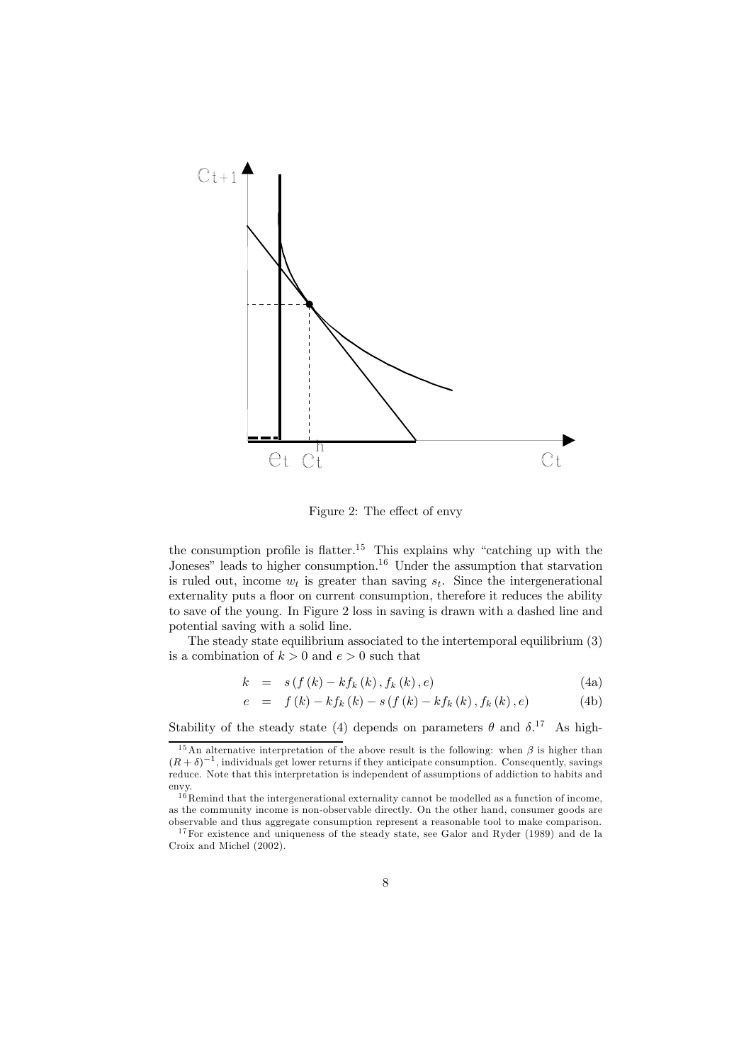Figure 2: The effect of envy

the consumption profile is flatter.[15] This explains why "catching up with the Joneses" leads to higher consumption.[16] Under the assumption that starvation is ruled out, income $w_t$ is greater than saving $s_t$. Since the intergenerational externality puts a floor on current consumption, therefore it reduces the ability to save of the young. In Figure 2 loss in saving is drawn with a dashed line and potential saving with a solid line.

The steady state equilibrium associated to the intertemporal equilibrium (3) is a combination of $k > 0$ and $e > 0$ such that

$$k = s\left(f(k) - kf_k(k), f_k(k), e\right) \tag{4a}$$

$$e = f(k) - kf_k(k) - s\left(f(k) - kf_k(k), f_k(k), e\right) \tag{4b}$$

Stability of the steady state (4) depends on parameters $\theta$ and $\delta$.[17] As high-

---

[15] An alternative interpretation of the above result is the following: when $\beta$ is higher than $(R+\delta)^{-1}$, individuals get lower returns if they anticipate consumption. Consequently, savings reduce. Note that this interpretation is independent of assumptions of addiction to habits and envy.

[16] Remind that the intergenerational externality cannot be modelled as a function of income, as the community income is non-observable directly. On the other hand, consumer goods are observable and thus aggregate consumption represent a reasonable tool to make comparison.

[17] For existence and uniqueness of the steady state, see Galor and Ryder (1989) and de la Croix and Michel (2002).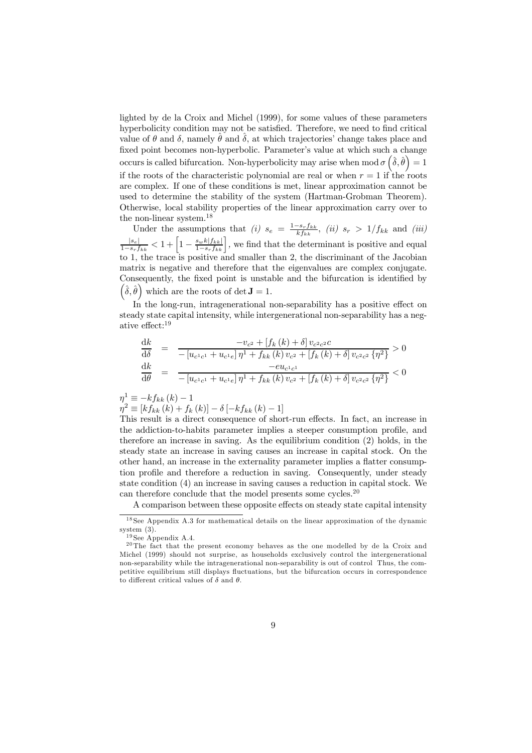lighted by de la Croix and Michel (1999), for some values of these parameters hyperbolicity condition may not be satisfied. Therefore, we need to find critical value of $\theta$ and $\delta$, namely $\hat{\theta}$ and $\hat{\delta}$, at which trajectories' change takes place and fixed point becomes non-hyperbolic. Parameter's value at which such a change occurs is called bifurcation. Non-hyperbolicity may arise when $\mathrm{mod}\,\sigma\left(\hat{\delta},\hat{\theta}\right)=1$ if the roots of the characteristic polynomial are real or when $r=1$ if the roots are complex. If one of these conditions is met, linear approximation cannot be used to determine the stability of the system (Hartman-Grobman Theorem). Otherwise, local stability properties of the linear approximation carry over to the non-linear system.[18]

Under the assumptions that *(i)* $s_e = \frac{1-s_r f_{kk}}{k f_{kk}}$, *(ii)* $s_r > 1/f_{kk}$ and *(iii)* $\frac{|s_e|}{1-s_r f_{kk}} < 1 + \left[1 - \frac{s_w k |f_{kk}|}{1-s_r f_{kk}}\right]$, we find that the determinant is positive and equal to 1, the trace is positive and smaller than 2, the discriminant of the Jacobian matrix is negative and therefore that the eigenvalues are complex conjugate. Consequently, the fixed point is unstable and the bifurcation is identified by $\left(\hat{\delta},\hat{\theta}\right)$ which are the roots of $\det \mathbf{J} = 1$.

In the long-run, intragenerational non-separability has a positive effect on steady state capital intensity, while intergenerational non-separability has a negative effect:[19]

$$
\begin{aligned}
\frac{\mathrm{d}k}{\mathrm{d}\delta} &= \frac{-v_{c^2} + \left[f_k(k) + \delta\right] v_{c^2c^2} c}{-\left[u_{c^1c^1} + u_{c^1e}\right]\eta^1 + f_{kk}(k)\, v_{c^2} + \left[f_k(k)+\delta\right] v_{c^2c^2}\left\{\eta^2\right\}} > 0 \\
\frac{\mathrm{d}k}{\mathrm{d}\theta} &= \frac{-e u_{c^1c^1}}{-\left[u_{c^1c^1} + u_{c^1e}\right]\eta^1 + f_{kk}(k)\, v_{c^2} + \left[f_k(k)+\delta\right] v_{c^2c^2}\left\{\eta^2\right\}} < 0
\end{aligned}
$$

$\eta^1 \equiv -k f_{kk}(k) - 1$

$\eta^2 \equiv \left[k f_{kk}(k) + f_k(k)\right] - \delta\left[-k f_{kk}(k) - 1\right]$

This result is a direct consequence of short-run effects. In fact, an increase in the addiction-to-habits parameter implies a steeper consumption profile, and therefore an increase in saving. As the equilibrium condition (2) holds, in the steady state an increase in saving causes an increase in capital stock. On the other hand, an increase in the externality parameter implies a flatter consumption profile and therefore a reduction in saving. Consequently, under steady state condition (4) an increase in saving causes a reduction in capital stock. We can therefore conclude that the model presents some cycles.[20]

A comparison between these opposite effects on steady state capital intensity

[18] See Appendix A.3 for mathematical details on the linear approximation of the dynamic system (3).

[19] See Appendix A.4.

[20] The fact that the present economy behaves as the one modelled by de la Croix and Michel (1999) should not surprise, as households exclusively control the intergenerational non-separability while the intragenerational non-separability is out of control Thus, the competitive equilibrium still displays fluctuations, but the bifurcation occurs in correspondence to different critical values of $\delta$ and $\theta$.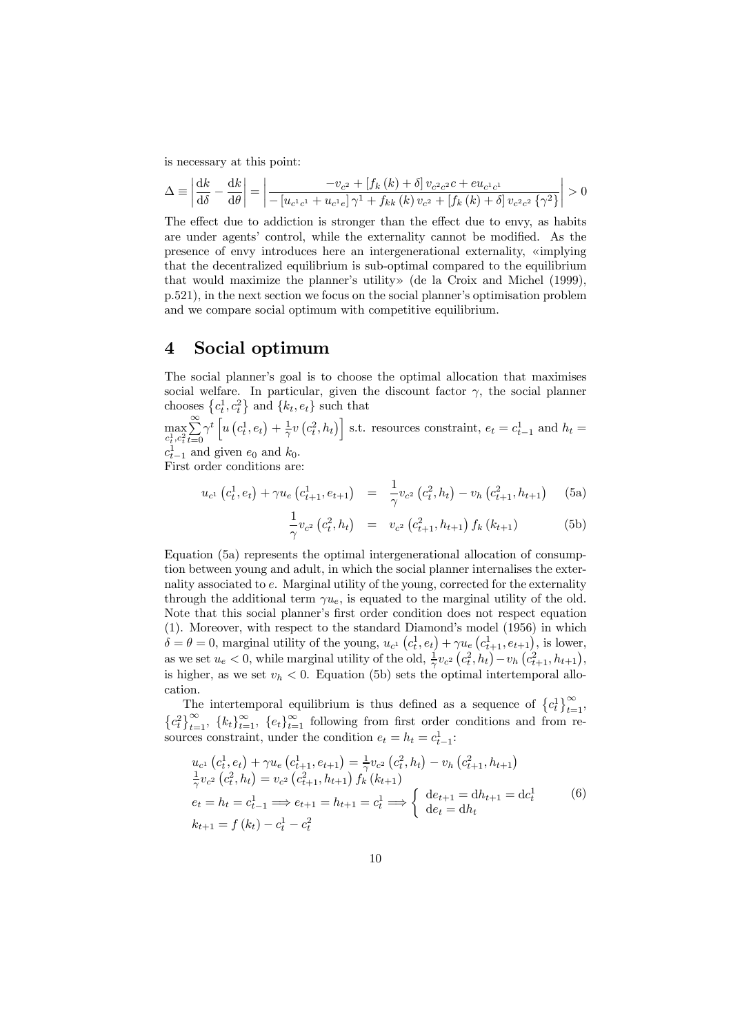is necessary at this point:

$$\Delta \equiv \left| \frac{\mathrm{d}k}{\mathrm{d}\delta} - \frac{\mathrm{d}k}{\mathrm{d}\theta} \right| = \left| \frac{-v_{c^2} + [f_k(k) + \delta] v_{c^2 c^2} c + e u_{c^1 c^1}}{-[u_{c^1 c^1} + u_{c^1 e}] \gamma^1 + f_{kk}(k) v_{c^2} + [f_k(k) + \delta] v_{c^2 c^2} \{\gamma^2\}} \right| > 0$$

The effect due to addiction is stronger than the effect due to envy, as habits are under agents' control, while the externality cannot be modified. As the presence of envy introduces here an intergenerational externality, «implying that the decentralized equilibrium is sub-optimal compared to the equilibrium that would maximize the planner's utility» (de la Croix and Michel (1999), p.521), in the next section we focus on the social planner's optimisation problem and we compare social optimum with competitive equilibrium.

# 4 Social optimum

The social planner's goal is to choose the optimal allocation that maximises social welfare. In particular, given the discount factor $\gamma$, the social planner chooses $\{c_t^1, c_t^2\}$ and $\{k_t, e_t\}$ such that

$\max\limits_{c_t^1, c_t^2} \sum\limits_{t=0}^{\infty} \gamma^t \left[ u\left(c_t^1, e_t\right) + \frac{1}{\gamma} v\left(c_t^2, h_t\right) \right]$ s.t. resources constraint, $e_t = c_{t-1}^1$ and $h_t = c_{t-1}^1$ and given $e_0$ and $k_0$.

First order conditions are:

$$u_{c^1}\left(c_t^1, e_t\right) + \gamma u_e\left(c_{t+1}^1, e_{t+1}\right) = \frac{1}{\gamma} v_{c^2}\left(c_t^2, h_t\right) - v_h\left(c_{t+1}^2, h_{t+1}\right) \tag{5a}$$

$$\frac{1}{\gamma} v_{c^2}\left(c_t^2, h_t\right) = v_{c^2}\left(c_{t+1}^2, h_{t+1}\right) f_k\left(k_{t+1}\right) \tag{5b}$$

Equation (5a) represents the optimal intergenerational allocation of consumption between young and adult, in which the social planner internalises the externality associated to $e$. Marginal utility of the young, corrected for the externality through the additional term $\gamma u_e$, is equated to the marginal utility of the old. Note that this social planner's first order condition does not respect equation (1). Moreover, with respect to the standard Diamond's model (1956) in which $\delta = \theta = 0$, marginal utility of the young, $u_{c^1}\left(c_t^1, e_t\right) + \gamma u_e\left(c_{t+1}^1, e_{t+1}\right)$, is lower, as we set $u_e < 0$, while marginal utility of the old, $\frac{1}{\gamma} v_{c^2}\left(c_t^2, h_t\right) - v_h\left(c_{t+1}^2, h_{t+1}\right)$, is higher, as we set $v_h < 0$. Equation (5b) sets the optimal intertemporal allocation.

The intertemporal equilibrium is thus defined as a sequence of $\{c_t^1\}_{t=1}^{\infty}$, $\{c_t^2\}_{t=1}^{\infty}$, $\{k_t\}_{t=1}^{\infty}$, $\{e_t\}_{t=1}^{\infty}$ following from first order conditions and from resources constraint, under the condition $e_t = h_t = c_{t-1}^1$:

$$\begin{aligned}
&u_{c^1}\left(c_t^1, e_t\right) + \gamma u_e\left(c_{t+1}^1, e_{t+1}\right) = \tfrac{1}{\gamma} v_{c^2}\left(c_t^2, h_t\right) - v_h\left(c_{t+1}^2, h_{t+1}\right) \\
&\tfrac{1}{\gamma} v_{c^2}\left(c_t^2, h_t\right) = v_{c^2}\left(c_{t+1}^2, h_{t+1}\right) f_k\left(k_{t+1}\right) \\
&e_t = h_t = c_{t-1}^1 \Longrightarrow e_{t+1} = h_{t+1} = c_t^1 \Longrightarrow \begin{cases} \mathrm{d}e_{t+1} = \mathrm{d}h_{t+1} = \mathrm{d}c_t^1 \\ \mathrm{d}e_t = \mathrm{d}h_t \end{cases} \\
&k_{t+1} = f\left(k_t\right) - c_t^1 - c_t^2
\end{aligned} \tag{6}$$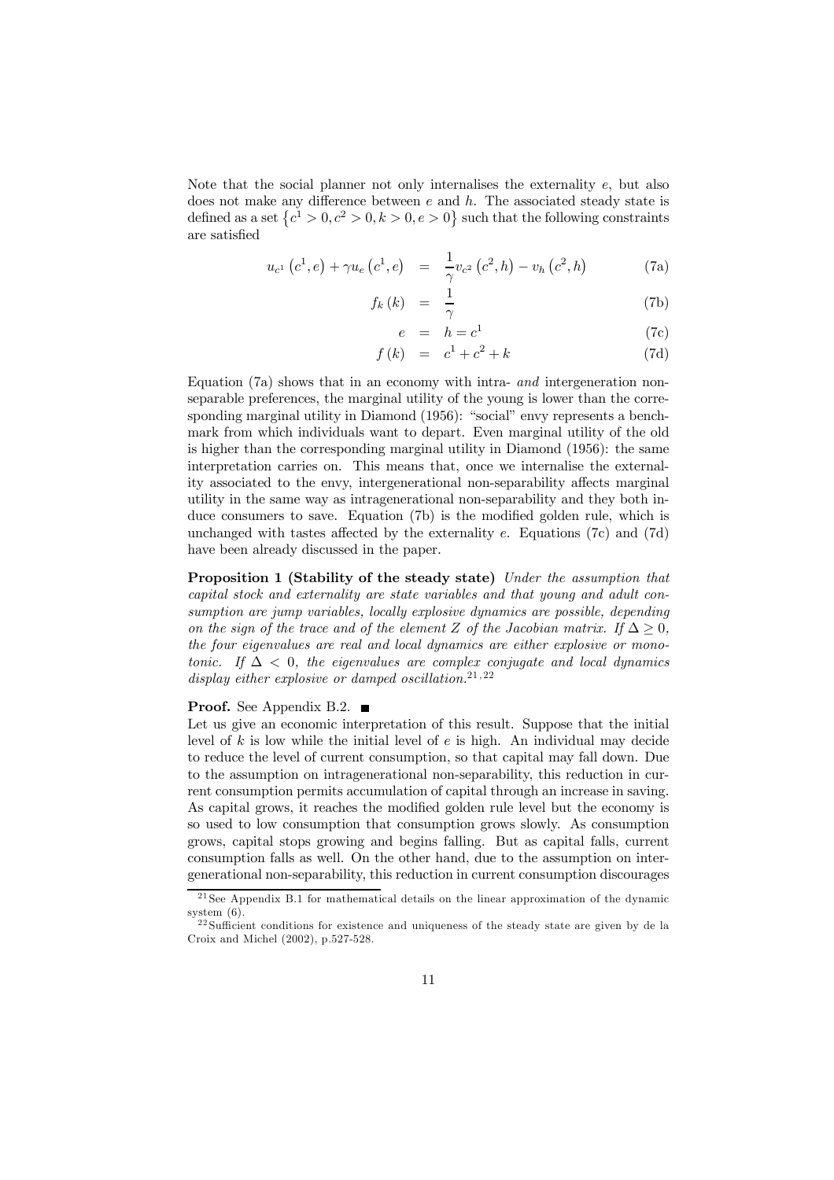Note that the social planner not only internalises the externality $e$, but also does not make any difference between $e$ and $h$. The associated steady state is defined as a set $\{c^1 > 0, c^2 > 0, k > 0, e > 0\}$ such that the following constraints are satisfied

$$u_{c^1}\left(c^1, e\right) + \gamma u_e\left(c^1, e\right) = \frac{1}{\gamma} v_{c^2}\left(c^2, h\right) - v_h\left(c^2, h\right) \tag{7a}$$

$$f_k(k) = \frac{1}{\gamma} \tag{7b}$$

$$e = h = c^1 \tag{7c}$$

$$f(k) = c^1 + c^2 + k \tag{7d}$$

Equation (7a) shows that in an economy with intra- *and* intergeneration non-separable preferences, the marginal utility of the young is lower than the corresponding marginal utility in Diamond (1956): "social" envy represents a benchmark from which individuals want to depart. Even marginal utility of the old is higher than the corresponding marginal utility in Diamond (1956): the same interpretation carries on. This means that, once we internalise the externality associated to the envy, intergenerational non-separability affects marginal utility in the same way as intragenerational non-separability and they both induce consumers to save. Equation (7b) is the modified golden rule, which is unchanged with tastes affected by the externality $e$. Equations (7c) and (7d) have been already discussed in the paper.

**Proposition 1 (Stability of the steady state)** *Under the assumption that capital stock and externality are state variables and that young and adult consumption are jump variables, locally explosive dynamics are possible, depending on the sign of the trace and of the element $Z$ of the Jacobian matrix. If $\Delta \geq 0$, the four eigenvalues are real and local dynamics are either explosive or monotonic. If $\Delta < 0$, the eigenvalues are complex conjugate and local dynamics display either explosive or damped oscillation.*[21,22]

**Proof.** See Appendix B.2. ■

Let us give an economic interpretation of this result. Suppose that the initial level of $k$ is low while the initial level of $e$ is high. An individual may decide to reduce the level of current consumption, so that capital may fall down. Due to the assumption on intragenerational non-separability, this reduction in current consumption permits accumulation of capital through an increase in saving. As capital grows, it reaches the modified golden rule level but the economy is so used to low consumption that consumption grows slowly. As consumption grows, capital stops growing and begins falling. But as capital falls, current consumption falls as well. On the other hand, due to the assumption on intergenerational non-separability, this reduction in current consumption discourages

[21] See Appendix B.1 for mathematical details on the linear approximation of the dynamic system (6).

[22] Sufficient conditions for existence and uniqueness of the steady state are given by de la Croix and Michel (2002), p.527-528.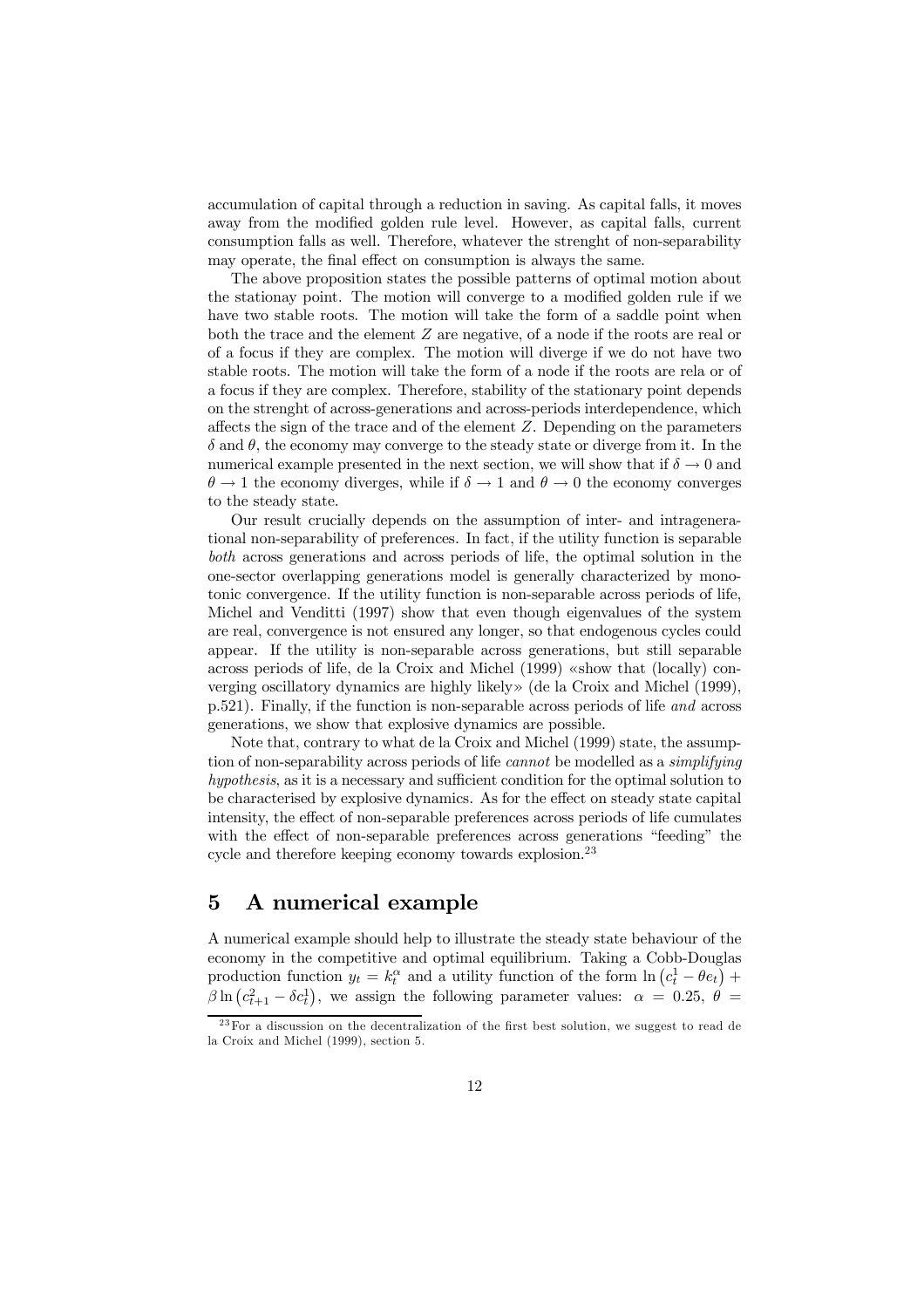accumulation of capital through a reduction in saving. As capital falls, it moves away from the modified golden rule level. However, as capital falls, current consumption falls as well. Therefore, whatever the strenght of non-separability may operate, the final effect on consumption is always the same.

The above proposition states the possible patterns of optimal motion about the stationay point. The motion will converge to a modified golden rule if we have two stable roots. The motion will take the form of a saddle point when both the trace and the element $Z$ are negative, of a node if the roots are real or of a focus if they are complex. The motion will diverge if we do not have two stable roots. The motion will take the form of a node if the roots are rela or of a focus if they are complex. Therefore, stability of the stationary point depends on the strenght of across-generations and across-periods interdependence, which affects the sign of the trace and of the element $Z$. Depending on the parameters $\delta$ and $\theta$, the economy may converge to the steady state or diverge from it. In the numerical example presented in the next section, we will show that if $\delta \to 0$ and $\theta \to 1$ the economy diverges, while if $\delta \to 1$ and $\theta \to 0$ the economy converges to the steady state.

Our result crucially depends on the assumption of inter- and intragenerational non-separability of preferences. In fact, if the utility function is separable *both* across generations and across periods of life, the optimal solution in the one-sector overlapping generations model is generally characterized by monotonic convergence. If the utility function is non-separable across periods of life, Michel and Venditti (1997) show that even though eigenvalues of the system are real, convergence is not ensured any longer, so that endogenous cycles could appear. If the utility is non-separable across generations, but still separable across periods of life, de la Croix and Michel (1999) «show that (locally) converging oscillatory dynamics are highly likely» (de la Croix and Michel (1999), p.521). Finally, if the function is non-separable across periods of life *and* across generations, we show that explosive dynamics are possible.

Note that, contrary to what de la Croix and Michel (1999) state, the assumption of non-separability across periods of life *cannot* be modelled as a *simplifying hypothesis*, as it is a necessary and sufficient condition for the optimal solution to be characterised by explosive dynamics. As for the effect on steady state capital intensity, the effect of non-separable preferences across periods of life cumulates with the effect of non-separable preferences across generations "feeding" the cycle and therefore keeping economy towards explosion.[23]

## 5 A numerical example

A numerical example should help to illustrate the steady state behaviour of the economy in the competitive and optimal equilibrium. Taking a Cobb-Douglas production function $y_t = k_t^{\alpha}$ and a utility function of the form $\ln\left(c_t^1 - \theta e_t\right) + \beta \ln\left(c_{t+1}^2 - \delta c_t^1\right)$, we assign the following parameter values: $\alpha = 0.25$, $\theta =$

[23] For a discussion on the decentralization of the first best solution, we suggest to read de la Croix and Michel (1999), section 5.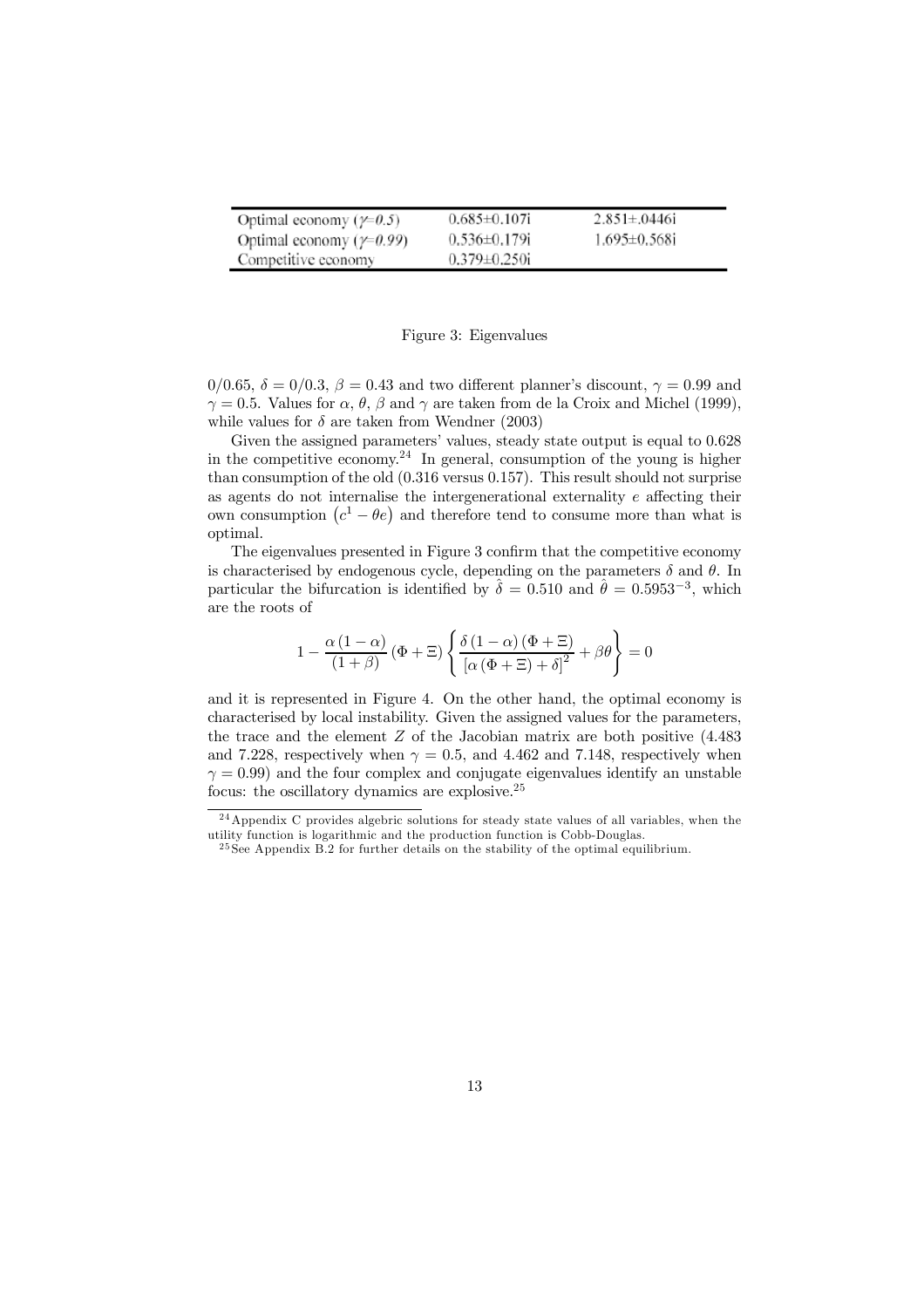| Optimal economy ($\gamma$=0.5) | 0.685±0.107i | 2.851±.0446i |
|---|---|---|
| Optimal economy ($\gamma$=0.99) | 0.536±0.179i | 1.695±0.568i |
| Competitive economy | 0.379±0.250i | |

Figure 3: Eigenvalues

0/0.65, $\delta = 0/0.3$, $\beta = 0.43$ and two different planner's discount, $\gamma = 0.99$ and $\gamma = 0.5$. Values for $\alpha$, $\theta$, $\beta$ and $\gamma$ are taken from de la Croix and Michel (1999), while values for $\delta$ are taken from Wendner (2003)

Given the assigned parameters' values, steady state output is equal to 0.628 in the competitive economy.[24] In general, consumption of the young is higher than consumption of the old (0.316 versus 0.157). This result should not surprise as agents do not internalise the intergenerational externality $e$ affecting their own consumption $\left(c^1 - \theta e\right)$ and therefore tend to consume more than what is optimal.

The eigenvalues presented in Figure 3 confirm that the competitive economy is characterised by endogenous cycle, depending on the parameters $\delta$ and $\theta$. In particular the bifurcation is identified by $\hat{\delta} = 0.510$ and $\hat{\theta} = 0.5953^{-3}$, which are the roots of

$$1 - \frac{\alpha(1-\alpha)}{(1+\beta)}(\Phi + \Xi)\left\{\frac{\delta(1-\alpha)(\Phi + \Xi)}{[\alpha(\Phi + \Xi) + \delta]^2} + \beta\theta\right\} = 0$$

and it is represented in Figure 4. On the other hand, the optimal economy is characterised by local instability. Given the assigned values for the parameters, the trace and the element $Z$ of the Jacobian matrix are both positive (4.483 and 7.228, respectively when $\gamma = 0.5$, and 4.462 and 7.148, respectively when $\gamma = 0.99$) and the four complex and conjugate eigenvalues identify an unstable focus: the oscillatory dynamics are explosive.[25]

---

[24] Appendix C provides algebric solutions for steady state values of all variables, when the utility function is logarithmic and the production function is Cobb-Douglas.

[25] See Appendix B.2 for further details on the stability of the optimal equilibrium.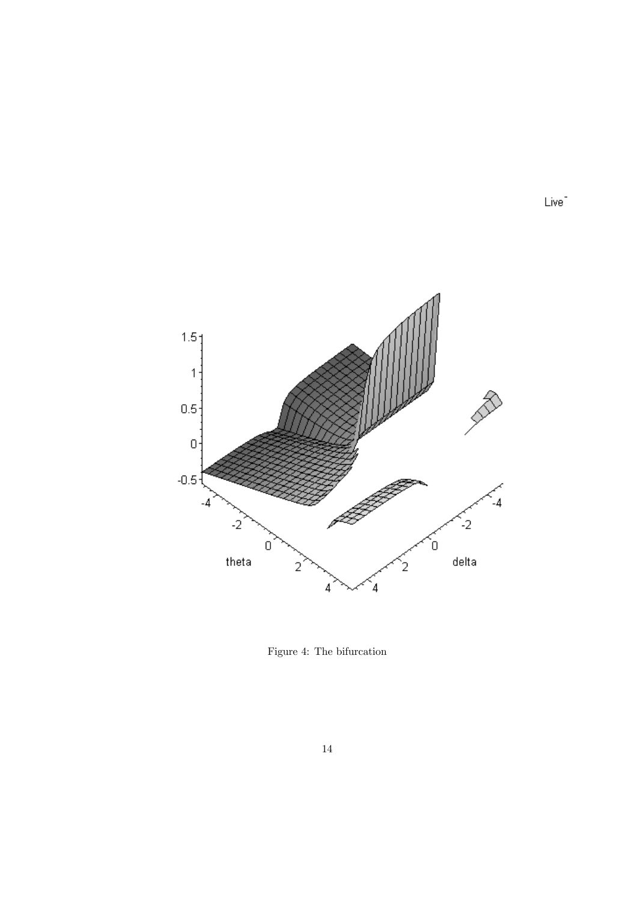Figure 4: The bifurcation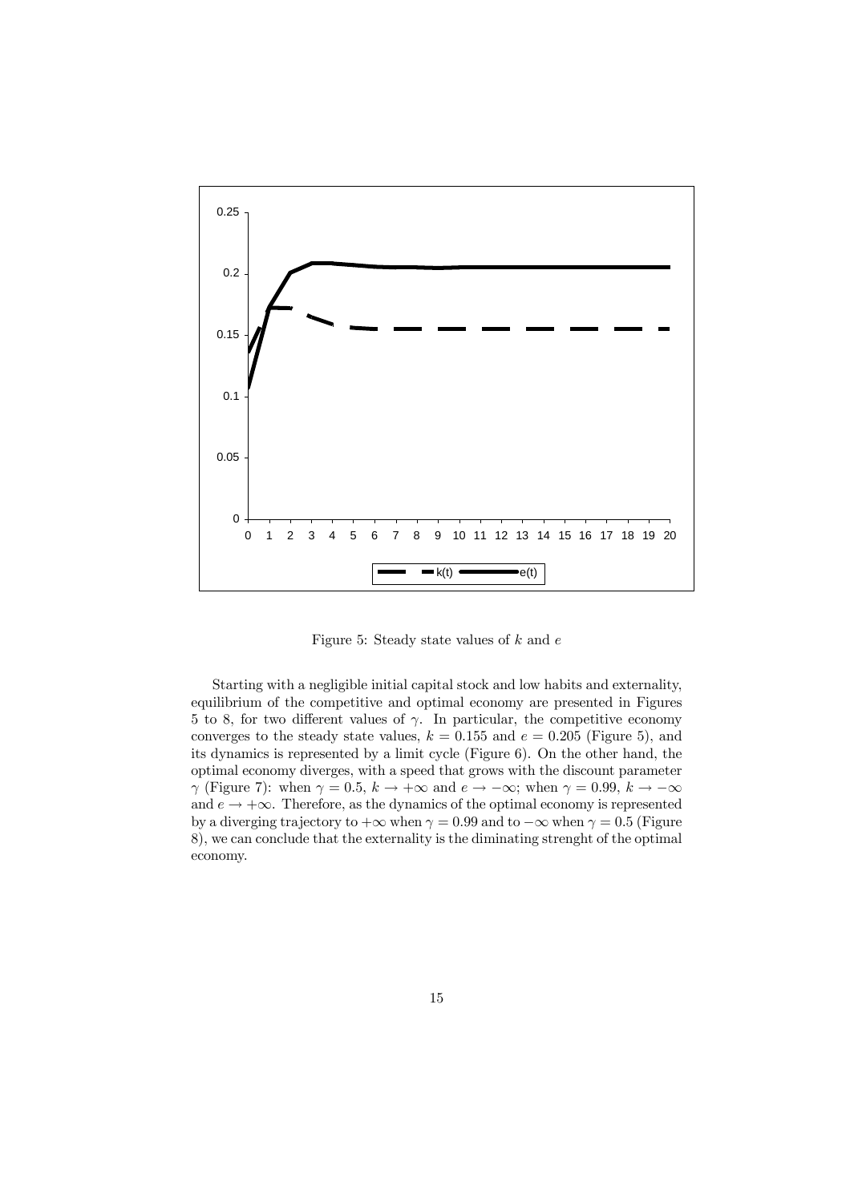Figure 5: Steady state values of $k$ and $e$

Starting with a negligible initial capital stock and low habits and externality, equilibrium of the competitive and optimal economy are presented in Figures 5 to 8, for two different values of $\gamma$. In particular, the competitive economy converges to the steady state values, $k = 0.155$ and $e = 0.205$ (Figure 5), and its dynamics is represented by a limit cycle (Figure 6). On the other hand, the optimal economy diverges, with a speed that grows with the discount parameter $\gamma$ (Figure 7): when $\gamma = 0.5$, $k \to +\infty$ and $e \to -\infty$; when $\gamma = 0.99$, $k \to -\infty$ and $e \to +\infty$. Therefore, as the dynamics of the optimal economy is represented by a diverging trajectory to $+\infty$ when $\gamma = 0.99$ and to $-\infty$ when $\gamma = 0.5$ (Figure 8), we can conclude that the externality is the diminating strenght of the optimal economy.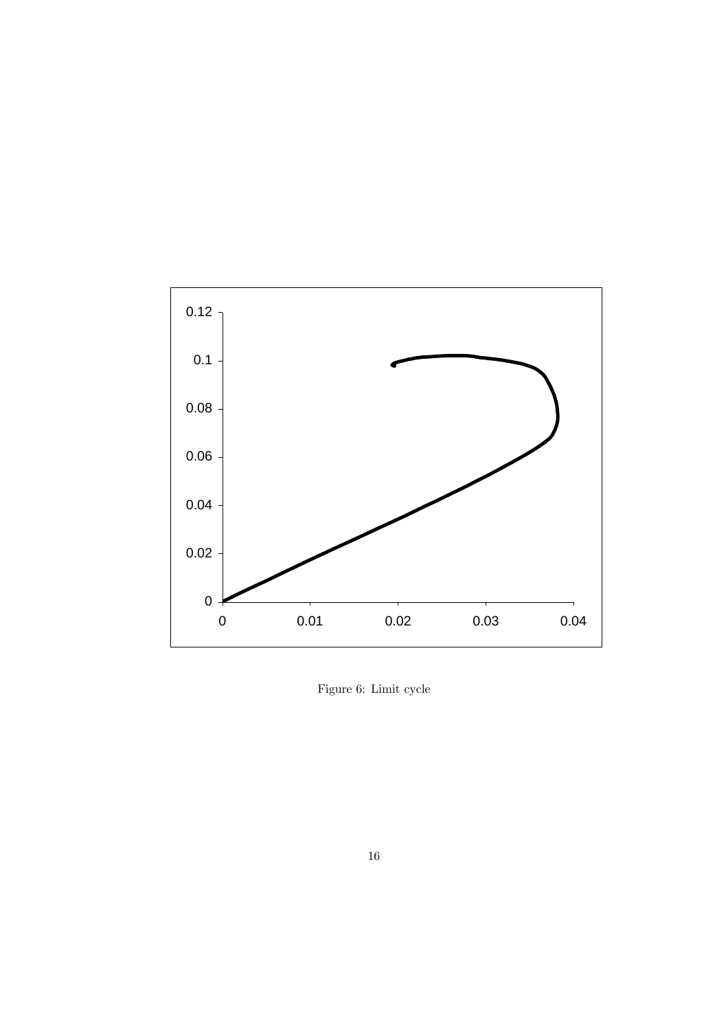Figure 6: Limit cycle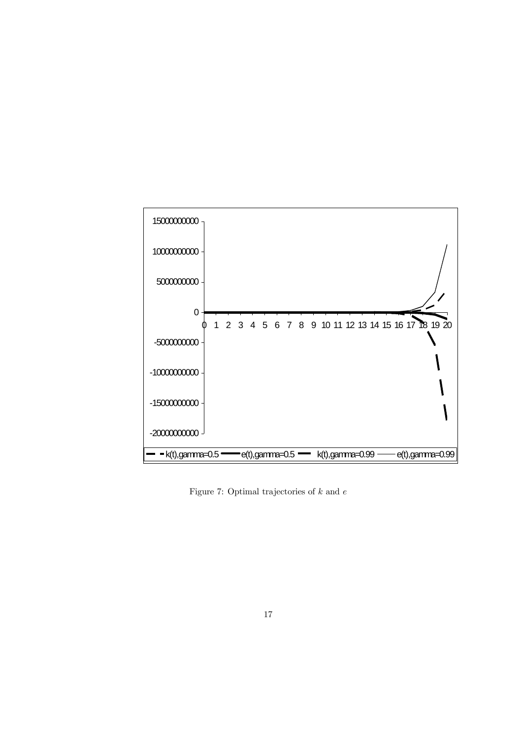Figure 7: Optimal trajectories of $k$ and $e$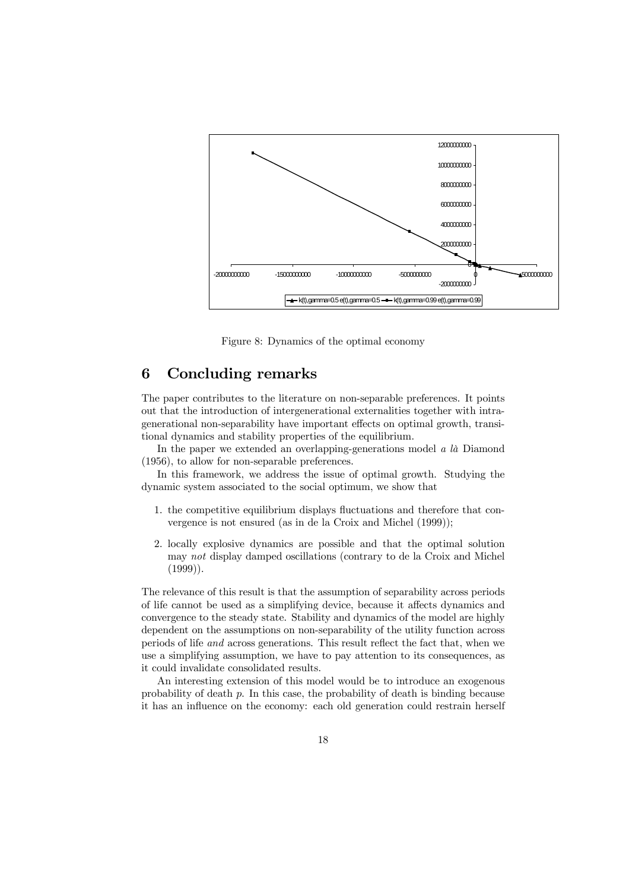Figure 8: Dynamics of the optimal economy

## 6 Concluding remarks

The paper contributes to the literature on non-separable preferences. It points out that the introduction of intergenerational externalities together with intragenerational non-separability have important effects on optimal growth, transitional dynamics and stability properties of the equilibrium.

In the paper we extended an overlapping-generations model *a là* Diamond (1956), to allow for non-separable preferences.

In this framework, we address the issue of optimal growth. Studying the dynamic system associated to the social optimum, we show that

1. the competitive equilibrium displays fluctuations and therefore that convergence is not ensured (as in de la Croix and Michel (1999));
2. locally explosive dynamics are possible and that the optimal solution may *not* display damped oscillations (contrary to de la Croix and Michel (1999)).

The relevance of this result is that the assumption of separability across periods of life cannot be used as a simplifying device, because it affects dynamics and convergence to the steady state. Stability and dynamics of the model are highly dependent on the assumptions on non-separability of the utility function across periods of life *and* across generations. This result reflect the fact that, when we use a simplifying assumption, we have to pay attention to its consequences, as it could invalidate consolidated results.

An interesting extension of this model would be to introduce an exogenous probability of death $p$. In this case, the probability of death is binding because it has an influence on the economy: each old generation could restrain herself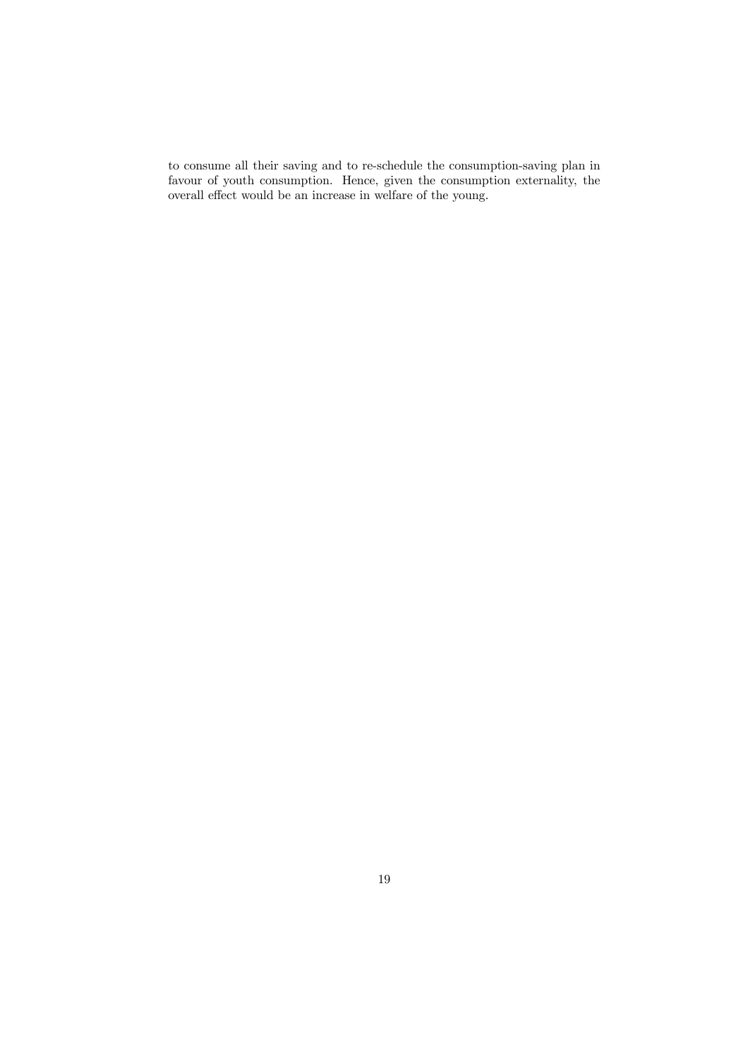to consume all their saving and to re-schedule the consumption-saving plan in favour of youth consumption. Hence, given the consumption externality, the overall effect would be an increase in welfare of the young.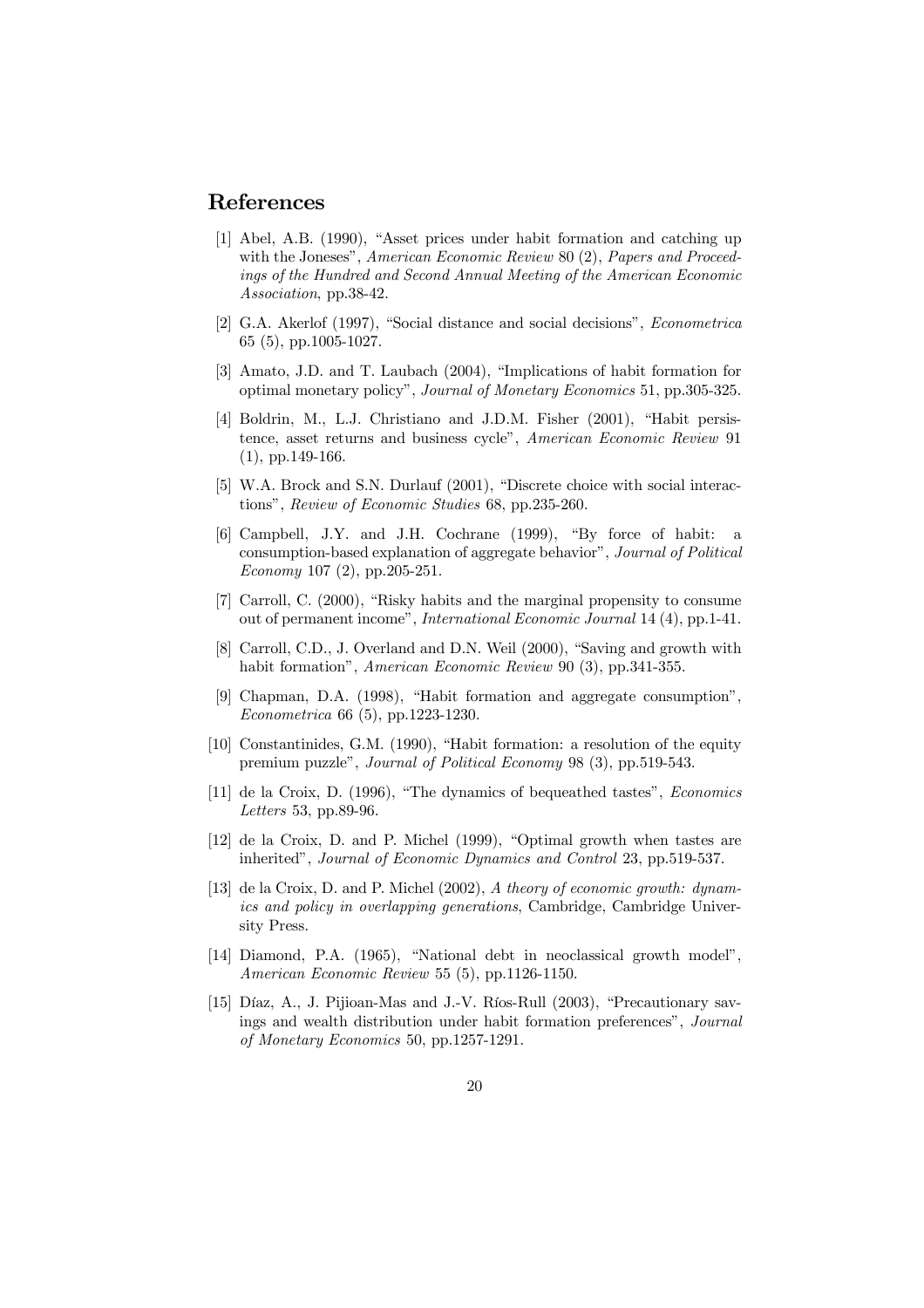## References

[1] Abel, A.B. (1990), "Asset prices under habit formation and catching up with the Joneses", *American Economic Review* 80 (2), *Papers and Proceedings of the Hundred and Second Annual Meeting of the American Economic Association*, pp.38-42.

[2] G.A. Akerlof (1997), "Social distance and social decisions", *Econometrica* 65 (5), pp.1005-1027.

[3] Amato, J.D. and T. Laubach (2004), "Implications of habit formation for optimal monetary policy", *Journal of Monetary Economics* 51, pp.305-325.

[4] Boldrin, M., L.J. Christiano and J.D.M. Fisher (2001), "Habit persistence, asset returns and business cycle", *American Economic Review* 91 (1), pp.149-166.

[5] W.A. Brock and S.N. Durlauf (2001), "Discrete choice with social interactions", *Review of Economic Studies* 68, pp.235-260.

[6] Campbell, J.Y. and J.H. Cochrane (1999), "By force of habit: a consumption-based explanation of aggregate behavior", *Journal of Political Economy* 107 (2), pp.205-251.

[7] Carroll, C. (2000), "Risky habits and the marginal propensity to consume out of permanent income", *International Economic Journal* 14 (4), pp.1-41.

[8] Carroll, C.D., J. Overland and D.N. Weil (2000), "Saving and growth with habit formation", *American Economic Review* 90 (3), pp.341-355.

[9] Chapman, D.A. (1998), "Habit formation and aggregate consumption", *Econometrica* 66 (5), pp.1223-1230.

[10] Constantinides, G.M. (1990), "Habit formation: a resolution of the equity premium puzzle", *Journal of Political Economy* 98 (3), pp.519-543.

[11] de la Croix, D. (1996), "The dynamics of bequeathed tastes", *Economics Letters* 53, pp.89-96.

[12] de la Croix, D. and P. Michel (1999), "Optimal growth when tastes are inherited", *Journal of Economic Dynamics and Control* 23, pp.519-537.

[13] de la Croix, D. and P. Michel (2002), *A theory of economic growth: dynamics and policy in overlapping generations*, Cambridge, Cambridge University Press.

[14] Diamond, P.A. (1965), "National debt in neoclassical growth model", *American Economic Review* 55 (5), pp.1126-1150.

[15] Díaz, A., J. Pijioan-Mas and J.-V. Ríos-Rull (2003), "Precautionary savings and wealth distribution under habit formation preferences", *Journal of Monetary Economics* 50, pp.1257-1291.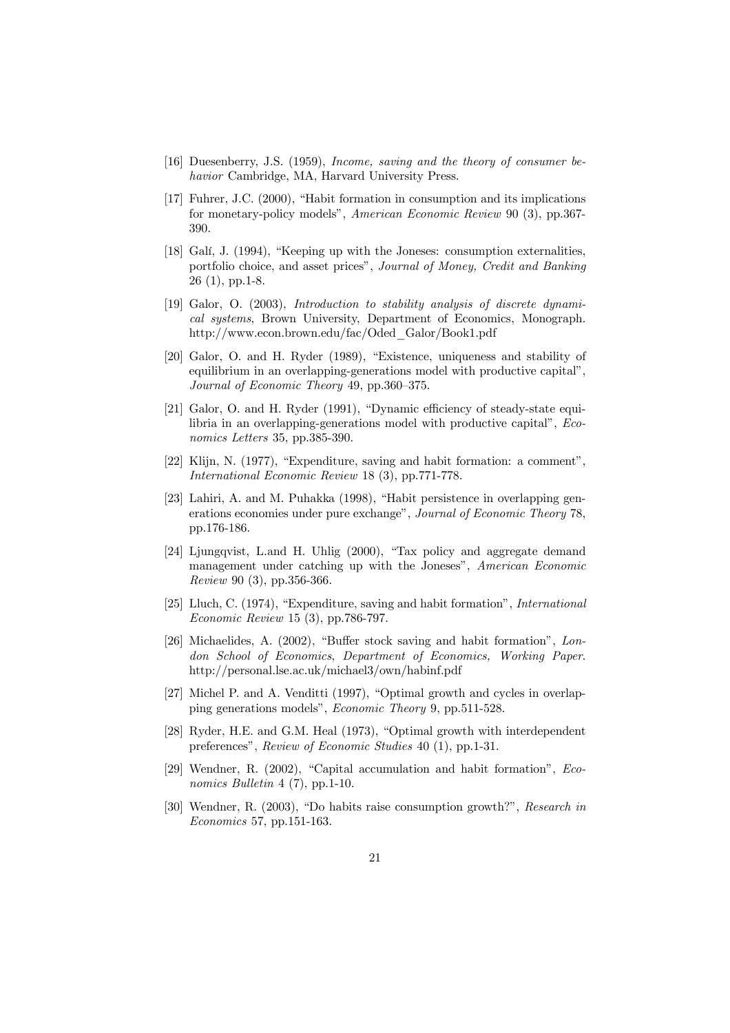[16] Duesenberry, J.S. (1959), *Income, saving and the theory of consumer behavior* Cambridge, MA, Harvard University Press.

[17] Fuhrer, J.C. (2000), "Habit formation in consumption and its implications for monetary-policy models", *American Economic Review* 90 (3), pp.367-390.

[18] Galí, J. (1994), "Keeping up with the Joneses: consumption externalities, portfolio choice, and asset prices", *Journal of Money, Credit and Banking* 26 (1), pp.1-8.

[19] Galor, O. (2003), *Introduction to stability analysis of discrete dynamical systems*, Brown University, Department of Economics, Monograph. http://www.econ.brown.edu/fac/Oded_Galor/Book1.pdf

[20] Galor, O. and H. Ryder (1989), "Existence, uniqueness and stability of equilibrium in an overlapping-generations model with productive capital", *Journal of Economic Theory* 49, pp.360–375.

[21] Galor, O. and H. Ryder (1991), "Dynamic efficiency of steady-state equilibria in an overlapping-generations model with productive capital", *Economics Letters* 35, pp.385-390.

[22] Klijn, N. (1977), "Expenditure, saving and habit formation: a comment", *International Economic Review* 18 (3), pp.771-778.

[23] Lahiri, A. and M. Puhakka (1998), "Habit persistence in overlapping generations economies under pure exchange", *Journal of Economic Theory* 78, pp.176-186.

[24] Ljungqvist, L.and H. Uhlig (2000), "Tax policy and aggregate demand management under catching up with the Joneses", *American Economic Review* 90 (3), pp.356-366.

[25] Lluch, C. (1974), "Expenditure, saving and habit formation", *International Economic Review* 15 (3), pp.786-797.

[26] Michaelides, A. (2002), "Buffer stock saving and habit formation", *London School of Economics, Department of Economics, Working Paper*. http://personal.lse.ac.uk/michael3/own/habinf.pdf

[27] Michel P. and A. Venditti (1997), "Optimal growth and cycles in overlapping generations models", *Economic Theory* 9, pp.511-528.

[28] Ryder, H.E. and G.M. Heal (1973), "Optimal growth with interdependent preferences", *Review of Economic Studies* 40 (1), pp.1-31.

[29] Wendner, R. (2002), "Capital accumulation and habit formation", *Economics Bulletin* 4 (7), pp.1-10.

[30] Wendner, R. (2003), "Do habits raise consumption growth?", *Research in Economics* 57, pp.151-163.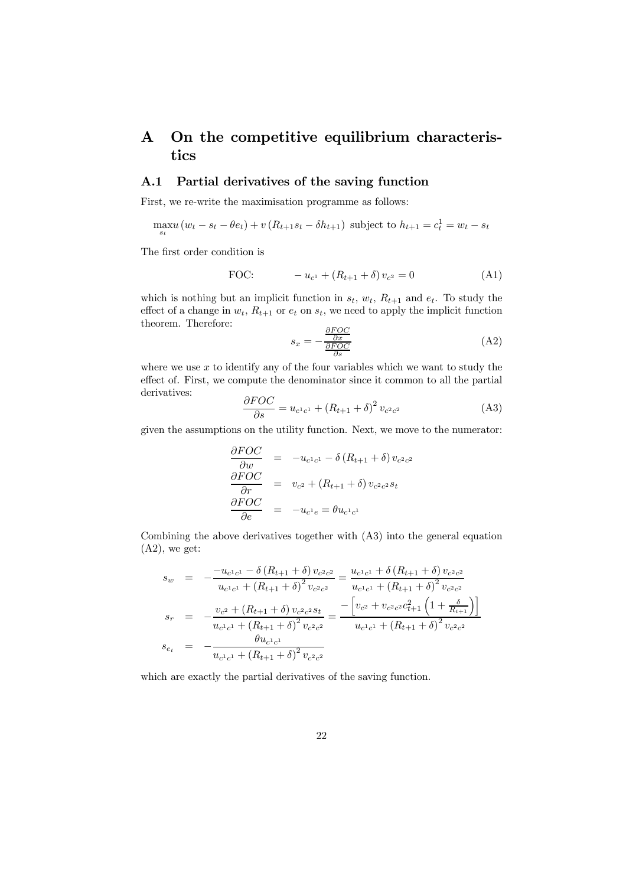# A On the competitive equilibrium characteristics

## A.1 Partial derivatives of the saving function

First, we re-write the maximisation programme as follows:

$$\max_{s_t} u\left(w_t - s_t - \theta e_t\right) + v\left(R_{t+1} s_t - \delta h_{t+1}\right) \text{ subject to } h_{t+1} = c_t^1 = w_t - s_t$$

The first order condition is

$$\text{FOC:} \qquad -u_{c^1} + \left(R_{t+1} + \delta\right) v_{c^2} = 0 \tag{A1}$$

which is nothing but an implicit function in $s_t$, $w_t$, $R_{t+1}$ and $e_t$. To study the effect of a change in $w_t$, $R_{t+1}$ or $e_t$ on $s_t$, we need to apply the implicit function theorem. Therefore:

$$s_x = -\frac{\frac{\partial FOC}{\partial x}}{\frac{\partial FOC}{\partial s}} \tag{A2}$$

where we use $x$ to identify any of the four variables which we want to study the effect of. First, we compute the denominator since it common to all the partial derivatives:

$$\frac{\partial FOC}{\partial s} = u_{c^1c^1} + \left(R_{t+1} + \delta\right)^2 v_{c^2c^2} \tag{A3}$$

given the assumptions on the utility function. Next, we move to the numerator:

$$\begin{aligned}
\frac{\partial FOC}{\partial w} &= -u_{c^1c^1} - \delta\left(R_{t+1} + \delta\right) v_{c^2c^2} \\
\frac{\partial FOC}{\partial r} &= v_{c^2} + \left(R_{t+1} + \delta\right) v_{c^2c^2} s_t \\
\frac{\partial FOC}{\partial e} &= -u_{c^1e} = \theta u_{c^1c^1}
\end{aligned}$$

Combining the above derivatives together with (A3) into the general equation (A2), we get:

$$\begin{aligned}
s_w &= -\frac{-u_{c^1c^1} - \delta\left(R_{t+1} + \delta\right) v_{c^2c^2}}{u_{c^1c^1} + \left(R_{t+1} + \delta\right)^2 v_{c^2c^2}} = \frac{u_{c^1c^1} + \delta\left(R_{t+1} + \delta\right) v_{c^2c^2}}{u_{c^1c^1} + \left(R_{t+1} + \delta\right)^2 v_{c^2c^2}} \\
s_r &= -\frac{v_{c^2} + \left(R_{t+1} + \delta\right) v_{c^2c^2} s_t}{u_{c^1c^1} + \left(R_{t+1} + \delta\right)^2 v_{c^2c^2}} = \frac{-\left[v_{c^2} + v_{c^2c^2} c_{t+1}^2 \left(1 + \frac{\delta}{R_{t+1}}\right)\right]}{u_{c^1c^1} + \left(R_{t+1} + \delta\right)^2 v_{c^2c^2}} \\
s_{e_t} &= -\frac{\theta u_{c^1c^1}}{u_{c^1c^1} + \left(R_{t+1} + \delta\right)^2 v_{c^2c^2}}
\end{aligned}$$

which are exactly the partial derivatives of the saving function.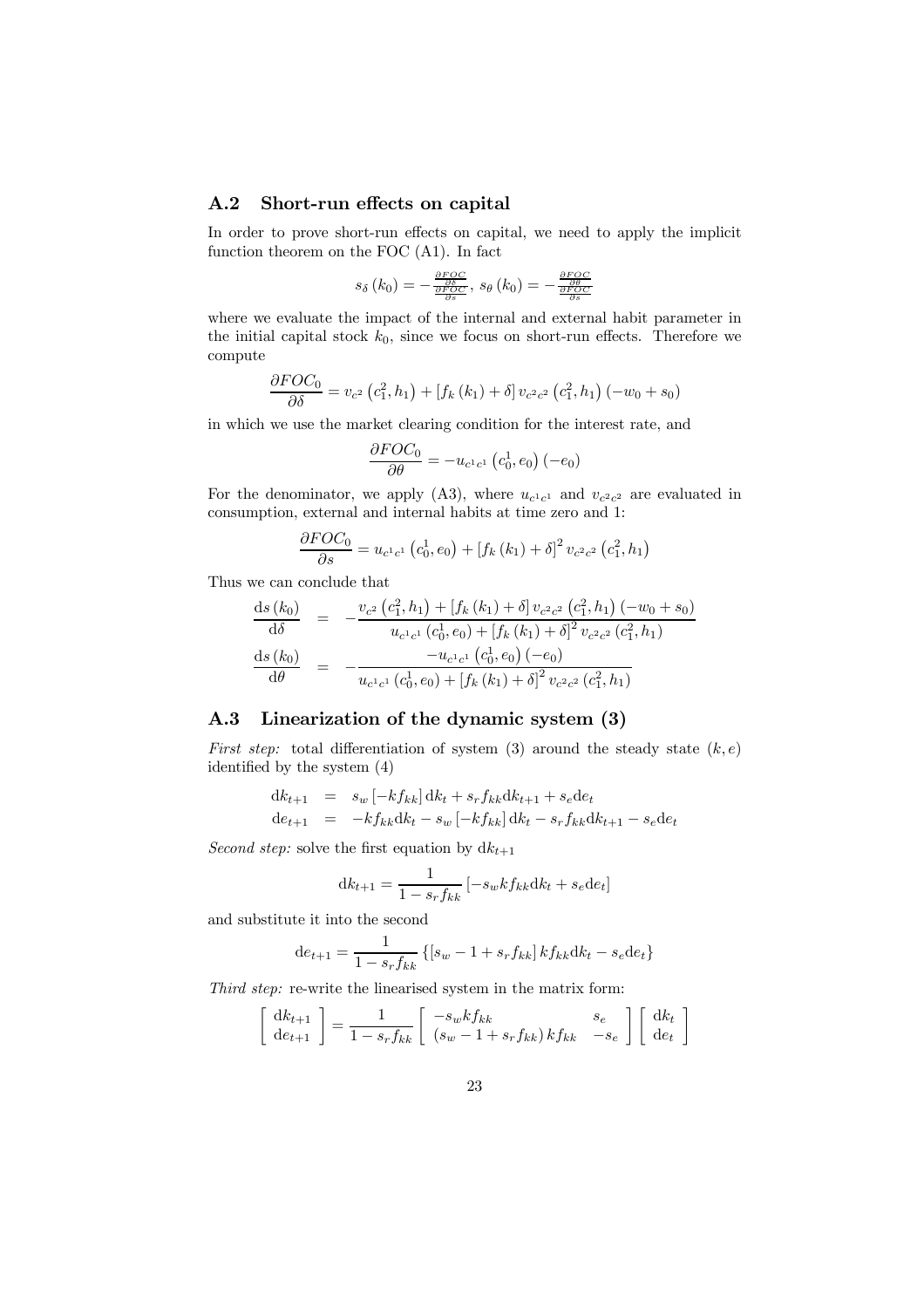## A.2 Short-run effects on capital

In order to prove short-run effects on capital, we need to apply the implicit function theorem on the FOC (A1). In fact

$$s_\delta(k_0) = -\frac{\frac{\partial FOC}{\partial \delta}}{\frac{\partial FOC}{\partial s}},\ s_\theta(k_0) = -\frac{\frac{\partial FOC}{\partial \theta}}{\frac{\partial FOC}{\partial s}}$$

where we evaluate the impact of the internal and external habit parameter in the initial capital stock $k_0$, since we focus on short-run effects. Therefore we compute

$$\frac{\partial FOC_0}{\partial \delta} = v_{c^2}\left(c_1^2, h_1\right) + \left[f_k(k_1) + \delta\right] v_{c^2c^2}\left(c_1^2, h_1\right)(-w_0 + s_0)$$

in which we use the market clearing condition for the interest rate, and

$$\frac{\partial FOC_0}{\partial \theta} = -u_{c^1c^1}\left(c_0^1, e_0\right)(-e_0)$$

For the denominator, we apply (A3), where $u_{c^1c^1}$ and $v_{c^2c^2}$ are evaluated in consumption, external and internal habits at time zero and 1:

$$\frac{\partial FOC_0}{\partial s} = u_{c^1c^1}\left(c_0^1, e_0\right) + \left[f_k(k_1) + \delta\right]^2 v_{c^2c^2}\left(c_1^2, h_1\right)$$

Thus we can conclude that

$$\begin{aligned}
\frac{\mathrm{d}s(k_0)}{\mathrm{d}\delta} &= -\frac{v_{c^2}\left(c_1^2, h_1\right) + \left[f_k(k_1) + \delta\right] v_{c^2c^2}\left(c_1^2, h_1\right)(-w_0 + s_0)}{u_{c^1c^1}\left(c_0^1, e_0\right) + \left[f_k(k_1) + \delta\right]^2 v_{c^2c^2}\left(c_1^2, h_1\right)} \\
\frac{\mathrm{d}s(k_0)}{\mathrm{d}\theta} &= -\frac{-u_{c^1c^1}\left(c_0^1, e_0\right)(-e_0)}{u_{c^1c^1}\left(c_0^1, e_0\right) + \left[f_k(k_1) + \delta\right]^2 v_{c^2c^2}\left(c_1^2, h_1\right)}
\end{aligned}$$

## A.3 Linearization of the dynamic system (3)

*First step:* total differentiation of system (3) around the steady state $(k, e)$ identified by the system (4)

$$\begin{aligned}
\mathrm{d}k_{t+1} &= s_w\left[-kf_{kk}\right]\mathrm{d}k_t + s_r f_{kk}\mathrm{d}k_{t+1} + s_e\mathrm{d}e_t \\
\mathrm{d}e_{t+1} &= -kf_{kk}\mathrm{d}k_t - s_w\left[-kf_{kk}\right]\mathrm{d}k_t - s_r f_{kk}\mathrm{d}k_{t+1} - s_e\mathrm{d}e_t
\end{aligned}$$

*Second step:* solve the first equation by $\mathrm{d}k_{t+1}$

$$\mathrm{d}k_{t+1} = \frac{1}{1 - s_r f_{kk}}\left[-s_w k f_{kk}\mathrm{d}k_t + s_e\mathrm{d}e_t\right]$$

and substitute it into the second

$$\mathrm{d}e_{t+1} = \frac{1}{1 - s_r f_{kk}}\left\{\left[s_w - 1 + s_r f_{kk}\right] k f_{kk}\mathrm{d}k_t - s_e\mathrm{d}e_t\right\}$$

*Third step:* re-write the linearised system in the matrix form:

$$\begin{bmatrix} \mathrm{d}k_{t+1} \\ \mathrm{d}e_{t+1} \end{bmatrix} = \frac{1}{1 - s_r f_{kk}}\begin{bmatrix} -s_w k f_{kk} & s_e \\ \left(s_w - 1 + s_r f_{kk}\right) k f_{kk} & -s_e \end{bmatrix}\begin{bmatrix} \mathrm{d}k_t \\ \mathrm{d}e_t \end{bmatrix}$$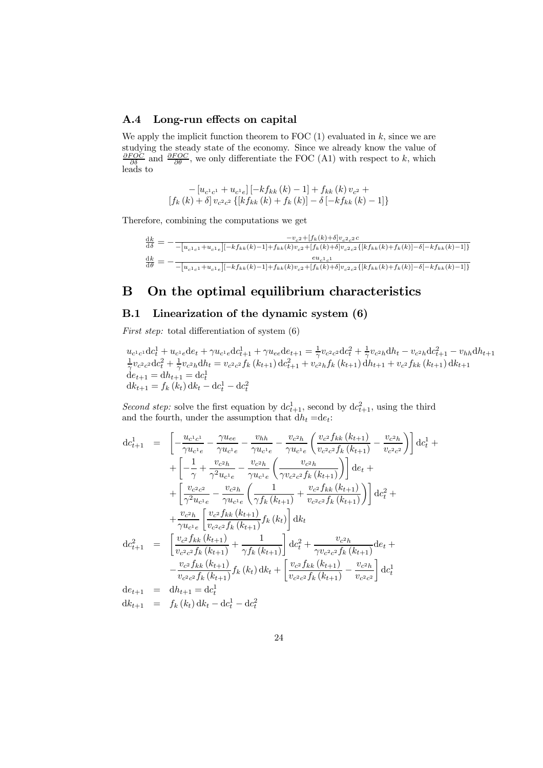### A.4 Long-run effects on capital

We apply the implicit function theorem to FOC (1) evaluated in $k$, since we are studying the steady state of the economy. Since we already know the value of $\frac{\partial FOC}{\partial \delta}$ and $\frac{\partial FOC}{\partial \theta}$, we only differentiate the FOC (A1) with respect to $k$, which leads to

$$
\begin{gathered}
-\left[u_{c^1c^1}+u_{c^1e}\right]\left[-kf_{kk}\left(k\right)-1\right]+f_{kk}\left(k\right)v_{c^2}+\\
\left[f_k\left(k\right)+\delta\right]v_{c^2c^2}\left\{\left[kf_{kk}\left(k\right)+f_k\left(k\right)\right]-\delta\left[-kf_{kk}\left(k\right)-1\right]\right\}
\end{gathered}
$$

Therefore, combining the computations we get

$$
\frac{\mathrm{d}k}{\mathrm{d}\delta}=-\frac{-v_{c^2}+\left[f_k(k)+\delta\right]v_{c^2c^2}c}{-\left[u_{c^1c^1}+u_{c^1e}\right]\left[-kf_{kk}(k)-1\right]+f_{kk}(k)v_{c^2}+\left[f_k(k)+\delta\right]v_{c^2c^2}\left\{\left[kf_{kk}(k)+f_k(k)\right]-\delta\left[-kf_{kk}(k)-1\right]\right\}}
$$

$$
\frac{\mathrm{d}k}{\mathrm{d}\theta}=-\frac{eu_{c^1c^1}}{-\left[u_{c^1c^1}+u_{c^1e}\right]\left[-kf_{kk}(k)-1\right]+f_{kk}(k)v_{c^2}+\left[f_k(k)+\delta\right]v_{c^2c^2}\left\{\left[kf_{kk}(k)+f_k(k)\right]-\delta\left[-kf_{kk}(k)-1\right]\right\}}
$$

# B On the optimal equilibrium characteristics

## B.1 Linearization of the dynamic system (6)

*First step:* total differentiation of system (6)

$$
\begin{aligned}
&u_{c^1c^1}\mathrm{d}c_t^1+u_{c^1e}\mathrm{d}e_t+\gamma u_{c^1e}\mathrm{d}c_{t+1}^1+\gamma u_{ee}\mathrm{d}e_{t+1}=\frac{1}{\gamma}v_{c^2c^2}\mathrm{d}c_t^2+\frac{1}{\gamma}v_{c^2h}\mathrm{d}h_t-v_{c^2h}\mathrm{d}c_{t+1}^2-v_{hh}\mathrm{d}h_{t+1}\\
&\frac{1}{\gamma}v_{c^2c^2}\mathrm{d}c_t^2+\frac{1}{\gamma}v_{c^2h}\mathrm{d}h_t=v_{c^2c^2}f_k\left(k_{t+1}\right)\mathrm{d}c_{t+1}^2+v_{c^2h}f_k\left(k_{t+1}\right)\mathrm{d}h_{t+1}+v_{c^2}f_{kk}\left(k_{t+1}\right)\mathrm{d}k_{t+1}\\
&\mathrm{d}e_{t+1}=\mathrm{d}h_{t+1}=\mathrm{d}c_t^1\\
&\mathrm{d}k_{t+1}=f_k\left(k_t\right)\mathrm{d}k_t-\mathrm{d}c_t^1-\mathrm{d}c_t^2
\end{aligned}
$$

*Second step:* solve the first equation by $\mathrm{d}c_{t+1}^1$, second by $\mathrm{d}c_{t+1}^2$, using the third and the fourth, under the assumption that $\mathrm{d}h_t=\mathrm{d}e_t$:

$$
\begin{aligned}
\mathrm{d}c_{t+1}^1 &= \left[-\frac{u_{c^1c^1}}{\gamma u_{c^1e}}-\frac{\gamma u_{ee}}{\gamma u_{c^1e}}-\frac{v_{hh}}{\gamma u_{c^1e}}-\frac{v_{c^2h}}{\gamma u_{c^1e}}\left(\frac{v_{c^2}f_{kk}\left(k_{t+1}\right)}{v_{c^2c^2}f_k\left(k_{t+1}\right)}-\frac{v_{c^2h}}{v_{c^2c^2}}\right)\right]\mathrm{d}c_t^1+\\
&+\left[-\frac{1}{\gamma}+\frac{v_{c^2h}}{\gamma^2u_{c^1e}}-\frac{v_{c^2h}}{\gamma u_{c^1e}}\left(\frac{v_{c^2h}}{\gamma v_{c^2c^2}f_k\left(k_{t+1}\right)}\right)\right]\mathrm{d}e_t+\\
&+\left[\frac{v_{c^2c^2}}{\gamma^2u_{c^1e}}-\frac{v_{c^2h}}{\gamma u_{c^1e}}\left(\frac{1}{\gamma f_k\left(k_{t+1}\right)}+\frac{v_{c^2}f_{kk}\left(k_{t+1}\right)}{v_{c^2c^2}f_k\left(k_{t+1}\right)}\right)\right]\mathrm{d}c_t^2+\\
&+\frac{v_{c^2h}}{\gamma u_{c^1e}}\left[\frac{v_{c^2}f_{kk}\left(k_{t+1}\right)}{v_{c^2c^2}f_k\left(k_{t+1}\right)}f_k\left(k_t\right)\right]\mathrm{d}k_t\\
\mathrm{d}c_{t+1}^2 &= \left[\frac{v_{c^2}f_{kk}\left(k_{t+1}\right)}{v_{c^2c^2}f_k\left(k_{t+1}\right)}+\frac{1}{\gamma f_k\left(k_{t+1}\right)}\right]\mathrm{d}c_t^2+\frac{v_{c^2h}}{\gamma v_{c^2c^2}f_k\left(k_{t+1}\right)}\mathrm{d}e_t+\\
&-\frac{v_{c^2}f_{kk}\left(k_{t+1}\right)}{v_{c^2c^2}f_k\left(k_{t+1}\right)}f_k\left(k_t\right)\mathrm{d}k_t+\left[\frac{v_{c^2}f_{kk}\left(k_{t+1}\right)}{v_{c^2c^2}f_k\left(k_{t+1}\right)}-\frac{v_{c^2h}}{v_{c^2c^2}}\right]\mathrm{d}c_t^1\\
\mathrm{d}e_{t+1} &= \mathrm{d}h_{t+1}=\mathrm{d}c_t^1\\
\mathrm{d}k_{t+1} &= f_k\left(k_t\right)\mathrm{d}k_t-\mathrm{d}c_t^1-\mathrm{d}c_t^2
\end{aligned}
$$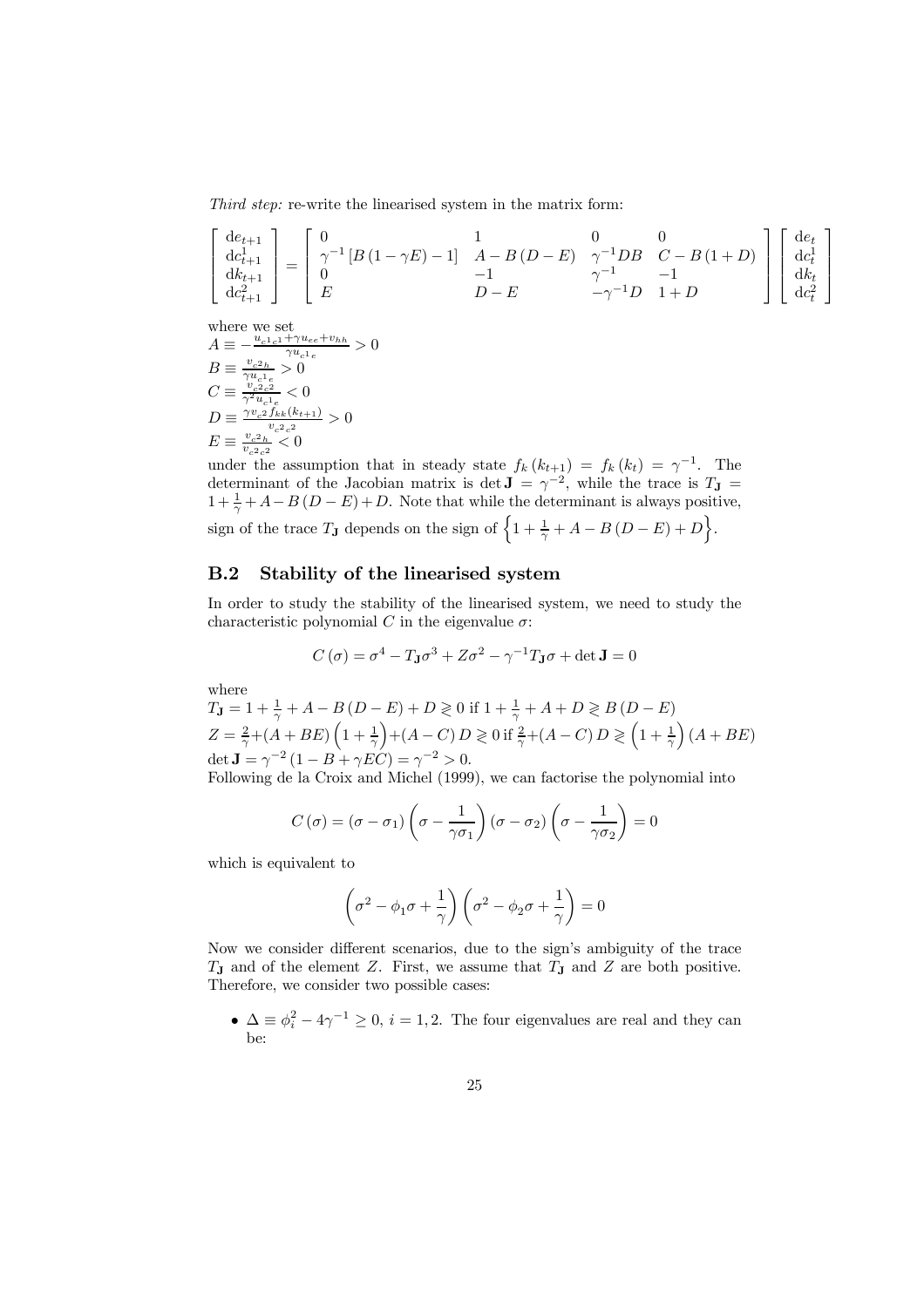*Third step:* re-write the linearised system in the matrix form:

$$
\begin{bmatrix} \mathrm{d}e_{t+1} \\ \mathrm{d}c_{t+1}^{1} \\ \mathrm{d}k_{t+1} \\ \mathrm{d}c_{t+1}^{2} \end{bmatrix} = \begin{bmatrix} 0 & 1 & 0 & 0 \\ \gamma^{-1}\left[B\left(1-\gamma E\right)-1\right] & A-B\left(D-E\right) & \gamma^{-1}DB & C-B\left(1+D\right) \\ 0 & -1 & \gamma^{-1} & -1 \\ E & D-E & -\gamma^{-1}D & 1+D \end{bmatrix} \begin{bmatrix} \mathrm{d}e_{t} \\ \mathrm{d}c_{t}^{1} \\ \mathrm{d}k_{t} \\ \mathrm{d}c_{t}^{2} \end{bmatrix}
$$

where we set
$A \equiv -\frac{u_{c^1c^1}+\gamma u_{ee}+v_{hh}}{\gamma u_{c^1e}} > 0$
$B \equiv \frac{v_{c^2h}}{\gamma u_{c^1e}} > 0$
$C \equiv \frac{v_{c^2c^2}}{\gamma^2 u_{c^1e}} < 0$
$D \equiv \frac{\gamma v_{c^2} f_{kk}(k_{t+1})}{v_{c^2c^2}} > 0$
$E \equiv \frac{v_{c^2h}}{v_{c^2c^2}} < 0$
under the assumption that in steady state $f_k(k_{t+1}) = f_k(k_t) = \gamma^{-1}$. The determinant of the Jacobian matrix is $\det \mathbf{J} = \gamma^{-2}$, while the trace is $T_{\mathbf{J}} = 1+\frac{1}{\gamma}+A-B(D-E)+D$. Note that while the determinant is always positive, sign of the trace $T_{\mathbf{J}}$ depends on the sign of $\left\{1+\frac{1}{\gamma}+A-B(D-E)+D\right\}$.

## B.2 Stability of the linearised system

In order to study the stability of the linearised system, we need to study the characteristic polynomial $C$ in the eigenvalue $\sigma$:

$$
C(\sigma) = \sigma^4 - T_{\mathbf{J}}\sigma^3 + Z\sigma^2 - \gamma^{-1}T_{\mathbf{J}}\sigma + \det \mathbf{J} = 0
$$

where
$T_{\mathbf{J}} = 1+\frac{1}{\gamma}+A-B(D-E)+D \gtrless 0$ if $1+\frac{1}{\gamma}+A+D \gtrless B(D-E)$
$Z = \frac{2}{\gamma}+(A+BE)\left(1+\frac{1}{\gamma}\right)+(A-C)D \gtrless 0$ if $\frac{2}{\gamma}+(A-C)D \gtrless \left(1+\frac{1}{\gamma}\right)(A+BE)$
$\det \mathbf{J} = \gamma^{-2}(1-B+\gamma EC) = \gamma^{-2} > 0$.
Following de la Croix and Michel (1999), we can factorise the polynomial into

$$
C(\sigma) = (\sigma-\sigma_1)\left(\sigma-\frac{1}{\gamma\sigma_1}\right)(\sigma-\sigma_2)\left(\sigma-\frac{1}{\gamma\sigma_2}\right) = 0
$$

which is equivalent to

$$
\left(\sigma^2-\phi_1\sigma+\frac{1}{\gamma}\right)\left(\sigma^2-\phi_2\sigma+\frac{1}{\gamma}\right) = 0
$$

Now we consider different scenarios, due to the sign's ambiguity of the trace $T_{\mathbf{J}}$ and of the element $Z$. First, we assume that $T_{\mathbf{J}}$ and $Z$ are both positive. Therefore, we consider two possible cases:

- $\Delta \equiv \phi_i^2 - 4\gamma^{-1} \geq 0$, $i = 1, 2$. The four eigenvalues are real and they can be: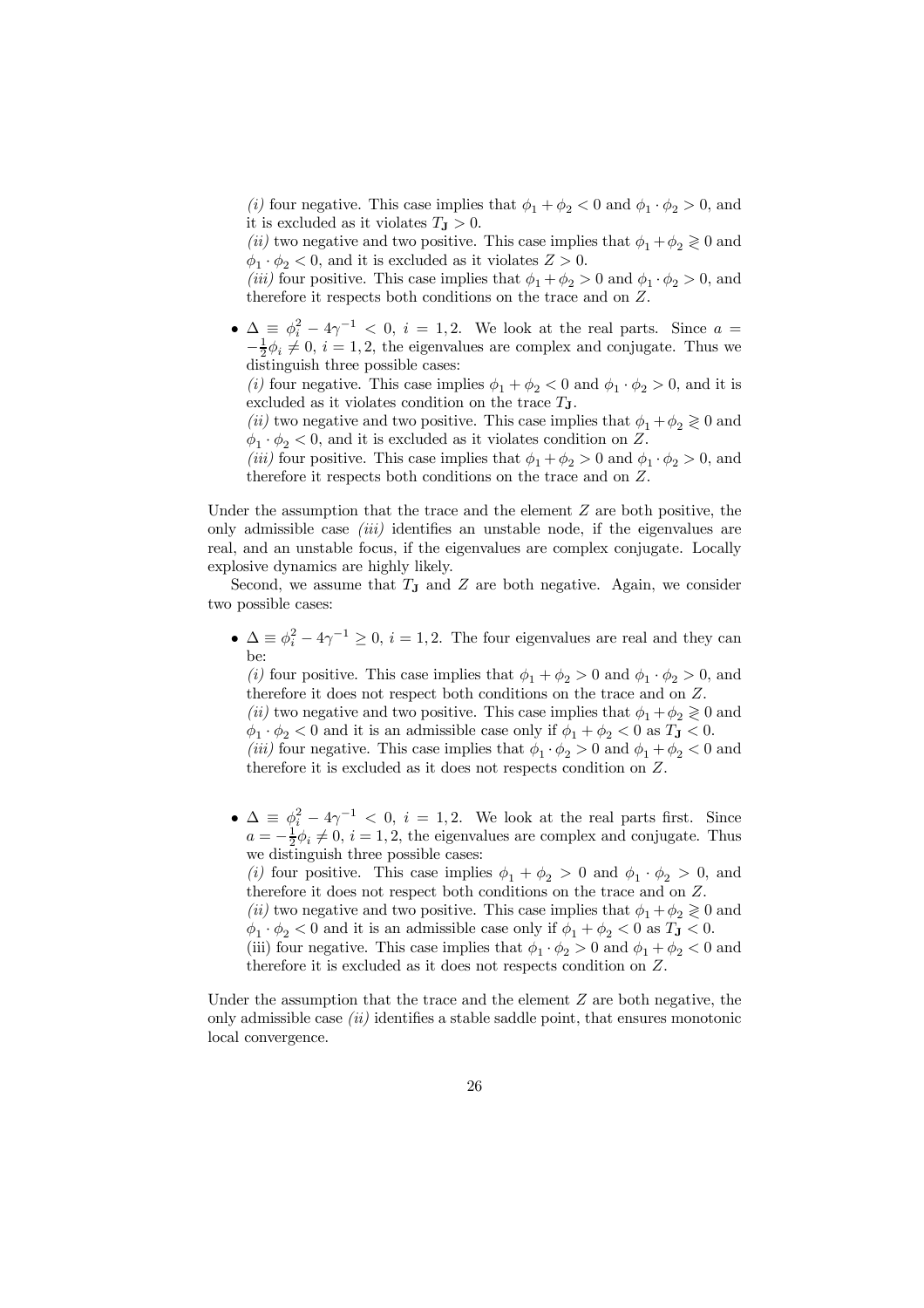*(i)* four negative. This case implies that $\phi_1 + \phi_2 < 0$ and $\phi_1 \cdot \phi_2 > 0$, and it is excluded as it violates $T_{\mathbf{J}} > 0$.
*(ii)* two negative and two positive. This case implies that $\phi_1 + \phi_2 \gtrless 0$ and $\phi_1 \cdot \phi_2 < 0$, and it is excluded as it violates $Z > 0$.
*(iii)* four positive. This case implies that $\phi_1 + \phi_2 > 0$ and $\phi_1 \cdot \phi_2 > 0$, and therefore it respects both conditions on the trace and on $Z$.

- $\Delta \equiv \phi_i^2 - 4\gamma^{-1} < 0$, $i = 1, 2$. We look at the real parts. Since $a = -\frac{1}{2}\phi_i \neq 0$, $i = 1, 2$, the eigenvalues are complex and conjugate. Thus we distinguish three possible cases:
*(i)* four negative. This case implies $\phi_1 + \phi_2 < 0$ and $\phi_1 \cdot \phi_2 > 0$, and it is excluded as it violates condition on the trace $T_{\mathbf{J}}$.
*(ii)* two negative and two positive. This case implies that $\phi_1 + \phi_2 \gtrless 0$ and $\phi_1 \cdot \phi_2 < 0$, and it is excluded as it violates condition on $Z$.
*(iii)* four positive. This case implies that $\phi_1 + \phi_2 > 0$ and $\phi_1 \cdot \phi_2 > 0$, and therefore it respects both conditions on the trace and on $Z$.

Under the assumption that the trace and the element $Z$ are both positive, the only admissible case *(iii)* identifies an unstable node, if the eigenvalues are real, and an unstable focus, if the eigenvalues are complex conjugate. Locally explosive dynamics are highly likely.

Second, we assume that $T_{\mathbf{J}}$ and $Z$ are both negative. Again, we consider two possible cases:

- $\Delta \equiv \phi_i^2 - 4\gamma^{-1} \geq 0$, $i = 1, 2$. The four eigenvalues are real and they can be:
*(i)* four positive. This case implies that $\phi_1 + \phi_2 > 0$ and $\phi_1 \cdot \phi_2 > 0$, and therefore it does not respect both conditions on the trace and on $Z$.
*(ii)* two negative and two positive. This case implies that $\phi_1 + \phi_2 \gtrless 0$ and $\phi_1 \cdot \phi_2 < 0$ and it is an admissible case only if $\phi_1 + \phi_2 < 0$ as $T_{\mathbf{J}} < 0$.
*(iii)* four negative. This case implies that $\phi_1 \cdot \phi_2 > 0$ and $\phi_1 + \phi_2 < 0$ and therefore it is excluded as it does not respects condition on $Z$.

- $\Delta \equiv \phi_i^2 - 4\gamma^{-1} < 0$, $i = 1, 2$. We look at the real parts first. Since $a = -\frac{1}{2}\phi_i \neq 0$, $i = 1, 2$, the eigenvalues are complex and conjugate. Thus we distinguish three possible cases:
*(i)* four positive. This case implies $\phi_1 + \phi_2 > 0$ and $\phi_1 \cdot \phi_2 > 0$, and therefore it does not respect both conditions on the trace and on $Z$.
*(ii)* two negative and two positive. This case implies that $\phi_1 + \phi_2 \gtrless 0$ and $\phi_1 \cdot \phi_2 < 0$ and it is an admissible case only if $\phi_1 + \phi_2 < 0$ as $T_{\mathbf{J}} < 0$.
(iii) four negative. This case implies that $\phi_1 \cdot \phi_2 > 0$ and $\phi_1 + \phi_2 < 0$ and therefore it is excluded as it does not respects condition on $Z$.

Under the assumption that the trace and the element $Z$ are both negative, the only admissible case *(ii)* identifies a stable saddle point, that ensures monotonic local convergence.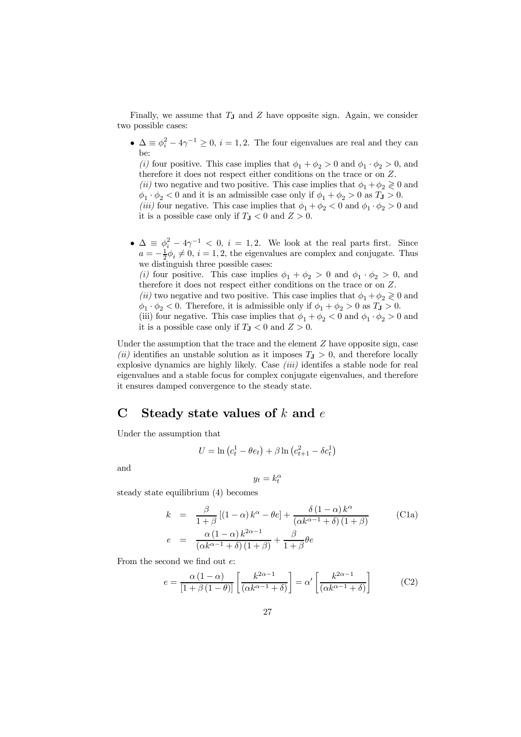Finally, we assume that $T_{\mathbf{J}}$ and $Z$ have opposite sign. Again, we consider two possible cases:

- $\Delta \equiv \phi_i^2 - 4\gamma^{-1} \geq 0$, $i = 1, 2$. The four eigenvalues are real and they can be:
  *(i)* four positive. This case implies that $\phi_1 + \phi_2 > 0$ and $\phi_1 \cdot \phi_2 > 0$, and therefore it does not respect either conditions on the trace or on $Z$.
  *(ii)* two negative and two positive. This case implies that $\phi_1 + \phi_2 \gtrless 0$ and $\phi_1 \cdot \phi_2 < 0$ and it is an admissible case only if $\phi_1 + \phi_2 > 0$ as $T_{\mathbf{J}} > 0$.
  *(iii)* four negative. This case implies that $\phi_1 + \phi_2 < 0$ and $\phi_1 \cdot \phi_2 > 0$ and it is a possible case only if $T_{\mathbf{J}} < 0$ and $Z > 0$.

- $\Delta \equiv \phi_i^2 - 4\gamma^{-1} < 0$, $i = 1, 2$. We look at the real parts first. Since $a = -\frac{1}{2}\phi_i \neq 0$, $i = 1, 2$, the eigenvalues are complex and conjugate. Thus we distinguish three possible cases:
  *(i)* four positive. This case implies $\phi_1 + \phi_2 > 0$ and $\phi_1 \cdot \phi_2 > 0$, and therefore it does not respect either conditions on the trace or on $Z$.
  *(ii)* two negative and two positive. This case implies that $\phi_1 + \phi_2 \gtrless 0$ and $\phi_1 \cdot \phi_2 < 0$. Therefore, it is admissible only if $\phi_1 + \phi_2 > 0$ as $T_{\mathbf{J}} > 0$.
  (iii) four negative. This case implies that $\phi_1 + \phi_2 < 0$ and $\phi_1 \cdot \phi_2 > 0$ and it is a possible case only if $T_{\mathbf{J}} < 0$ and $Z > 0$.

Under the assumption that the trace and the element $Z$ have opposite sign, case *(ii)* identifies an unstable solution as it imposes $T_{\mathbf{J}} > 0$, and therefore locally explosive dynamics are highly likely. Case *(iii)* identifes a stable node for real eigenvalues and a stable focus for complex conjugate eigenvalues, and therefore it ensures damped convergence to the steady state.

# C Steady state values of $k$ and $e$

Under the assumption that

$$U = \ln\left(c_t^1 - \theta e_t\right) + \beta \ln\left(c_{t+1}^2 - \delta c_t^1\right)$$

and

$$y_t = k_t^\alpha$$

steady state equilibrium (4) becomes

$$\begin{aligned} k &= \frac{\beta}{1+\beta}\left[(1-\alpha)k^\alpha - \theta e\right] + \frac{\delta(1-\alpha)k^\alpha}{(\alpha k^{\alpha-1}+\delta)(1+\beta)} \\ e &= \frac{\alpha(1-\alpha)k^{2\alpha-1}}{(\alpha k^{\alpha-1}+\delta)(1+\beta)} + \frac{\beta}{1+\beta}\theta e \end{aligned} \tag{C1a}$$

From the second we find out $e$:

$$e = \frac{\alpha(1-\alpha)}{[1+\beta(1-\theta)]}\left[\frac{k^{2\alpha-1}}{(\alpha k^{\alpha-1}+\delta)}\right] = \alpha'\left[\frac{k^{2\alpha-1}}{(\alpha k^{\alpha-1}+\delta)}\right] \tag{C2}$$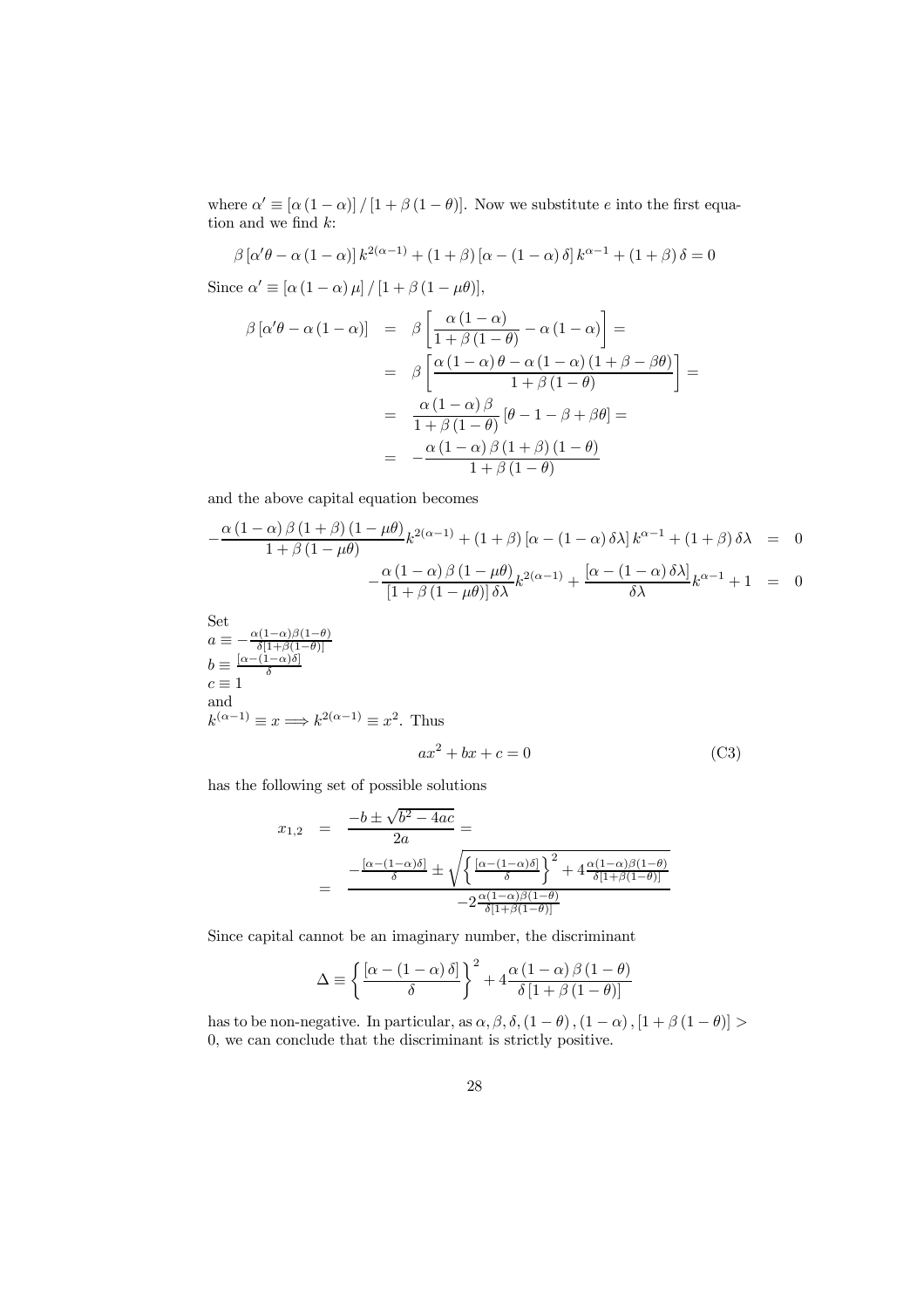where $\alpha' \equiv [\alpha(1-\alpha)] / [1+\beta(1-\theta)]$. Now we substitute $e$ into the first equation and we find $k$:

$$\beta[\alpha'\theta - \alpha(1-\alpha)] k^{2(\alpha-1)} + (1+\beta)[\alpha - (1-\alpha)\delta] k^{\alpha-1} + (1+\beta)\delta = 0$$

Since $\alpha' \equiv [\alpha(1-\alpha)\mu] / [1+\beta(1-\mu\theta)]$,

$$\begin{aligned}
\beta[\alpha'\theta - \alpha(1-\alpha)] &= \beta\left[\frac{\alpha(1-\alpha)}{1+\beta(1-\theta)} - \alpha(1-\alpha)\right] = \\
&= \beta\left[\frac{\alpha(1-\alpha)\theta - \alpha(1-\alpha)(1+\beta-\beta\theta)}{1+\beta(1-\theta)}\right] = \\
&= \frac{\alpha(1-\alpha)\beta}{1+\beta(1-\theta)}[\theta - 1 - \beta + \beta\theta] = \\
&= -\frac{\alpha(1-\alpha)\beta(1+\beta)(1-\theta)}{1+\beta(1-\theta)}
\end{aligned}$$

and the above capital equation becomes

$$\begin{aligned}
-\frac{\alpha(1-\alpha)\beta(1+\beta)(1-\mu\theta)}{1+\beta(1-\mu\theta)} k^{2(\alpha-1)} + (1+\beta)[\alpha - (1-\alpha)\delta\lambda] k^{\alpha-1} + (1+\beta)\delta\lambda &= 0 \\
-\frac{\alpha(1-\alpha)\beta(1-\mu\theta)}{[1+\beta(1-\mu\theta)]\delta\lambda} k^{2(\alpha-1)} + \frac{[\alpha - (1-\alpha)\delta\lambda]}{\delta\lambda} k^{\alpha-1} + 1 &= 0
\end{aligned}$$

Set
$a \equiv -\frac{\alpha(1-\alpha)\beta(1-\theta)}{\delta[1+\beta(1-\theta)]}$
$b \equiv \frac{[\alpha-(1-\alpha)\delta]}{\delta}$
$c \equiv 1$
and
$k^{(\alpha-1)} \equiv x \Longrightarrow k^{2(\alpha-1)} \equiv x^2$. Thus

$$ax^2 + bx + c = 0 \tag{C3}$$

has the following set of possible solutions

$$\begin{aligned}
x_{1,2} &= \frac{-b \pm \sqrt{b^2 - 4ac}}{2a} = \\
&= \frac{-\frac{[\alpha-(1-\alpha)\delta]}{\delta} \pm \sqrt{\left\{\frac{[\alpha-(1-\alpha)\delta]}{\delta}\right\}^2 + 4\frac{\alpha(1-\alpha)\beta(1-\theta)}{\delta[1+\beta(1-\theta)]}}}{-2\frac{\alpha(1-\alpha)\beta(1-\theta)}{\delta[1+\beta(1-\theta)]}}
\end{aligned}$$

Since capital cannot be an imaginary number, the discriminant

$$\Delta \equiv \left\{\frac{[\alpha-(1-\alpha)\delta]}{\delta}\right\}^2 + 4\frac{\alpha(1-\alpha)\beta(1-\theta)}{\delta[1+\beta(1-\theta)]}$$

has to be non-negative. In particular, as $\alpha, \beta, \delta, (1-\theta), (1-\alpha), [1+\beta(1-\theta)] > 0$, we can conclude that the discriminant is strictly positive.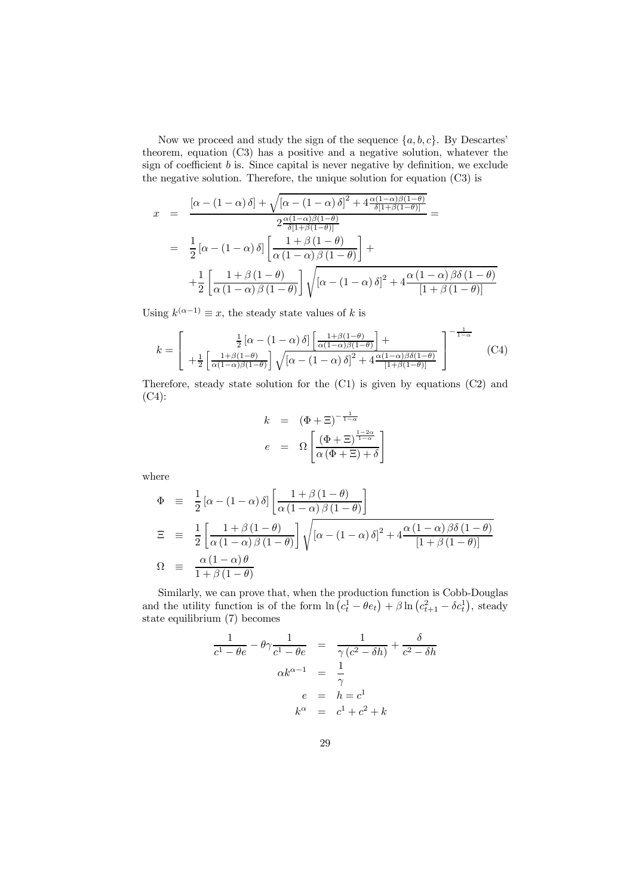Now we proceed and study the sign of the sequence $\{a, b, c\}$. By Descartes' theorem, equation (C3) has a positive and a negative solution, whatever the sign of coefficient $b$ is. Since capital is never negative by definition, we exclude the negative solution. Therefore, the unique solution for equation (C3) is

$$
\begin{aligned}
x &= \frac{[\alpha - (1-\alpha)\delta] + \sqrt{[\alpha - (1-\alpha)\delta]^2 + 4\frac{\alpha(1-\alpha)\beta(1-\theta)}{\delta[1+\beta(1-\theta)]}}}{2\frac{\alpha(1-\alpha)\beta(1-\theta)}{\delta[1+\beta(1-\theta)]}} = \\
&= \frac{1}{2}[\alpha - (1-\alpha)\delta]\left[\frac{1+\beta(1-\theta)}{\alpha(1-\alpha)\beta(1-\theta)}\right] + \\
&\quad + \frac{1}{2}\left[\frac{1+\beta(1-\theta)}{\alpha(1-\alpha)\beta(1-\theta)}\right]\sqrt{[\alpha - (1-\alpha)\delta]^2 + 4\frac{\alpha(1-\alpha)\beta\delta(1-\theta)}{[1+\beta(1-\theta)]}}
\end{aligned}
$$

Using $k^{(\alpha-1)} \equiv x$, the steady state values of $k$ is

$$
k = \left[\begin{array}{c} \frac{1}{2}[\alpha - (1-\alpha)\delta]\left[\frac{1+\beta(1-\theta)}{\alpha(1-\alpha)\beta(1-\theta)}\right] + \\ + \frac{1}{2}\left[\frac{1+\beta(1-\theta)}{\alpha(1-\alpha)\beta(1-\theta)}\right]\sqrt{[\alpha - (1-\alpha)\delta]^2 + 4\frac{\alpha(1-\alpha)\beta\delta(1-\theta)}{[1+\beta(1-\theta)]}} \end{array}\right]^{-\frac{1}{1-\alpha}} \tag{C4}
$$

Therefore, steady state solution for the (C1) is given by equations (C2) and (C4):

$$
\begin{aligned}
k &= (\Phi + \Xi)^{-\frac{1}{1-\alpha}} \\
e &= \Omega\left[\frac{(\Phi + \Xi)^{\frac{1-2\alpha}{1-\alpha}}}{\alpha(\Phi + \Xi) + \delta}\right]
\end{aligned}
$$

where

$$
\begin{aligned}
\Phi &\equiv \frac{1}{2}[\alpha - (1-\alpha)\delta]\left[\frac{1+\beta(1-\theta)}{\alpha(1-\alpha)\beta(1-\theta)}\right] \\
\Xi &\equiv \frac{1}{2}\left[\frac{1+\beta(1-\theta)}{\alpha(1-\alpha)\beta(1-\theta)}\right]\sqrt{[\alpha - (1-\alpha)\delta]^2 + 4\frac{\alpha(1-\alpha)\beta\delta(1-\theta)}{[1+\beta(1-\theta)]}} \\
\Omega &\equiv \frac{\alpha(1-\alpha)\theta}{1+\beta(1-\theta)}
\end{aligned}
$$

Similarly, we can prove that, when the production function is Cobb-Douglas and the utility function is of the form $\ln\left(c_t^1 - \theta e_t\right) + \beta \ln\left(c_{t+1}^2 - \delta c_t^1\right)$, steady state equilibrium (7) becomes

$$
\begin{aligned}
\frac{1}{c^1 - \theta e} - \theta\gamma\frac{1}{c^1 - \theta e} &= \frac{1}{\gamma(c^2 - \delta h)} + \frac{\delta}{c^2 - \delta h} \\
\alpha k^{\alpha-1} &= \frac{1}{\gamma} \\
e &= h = c^1 \\
k^\alpha &= c^1 + c^2 + k
\end{aligned}
$$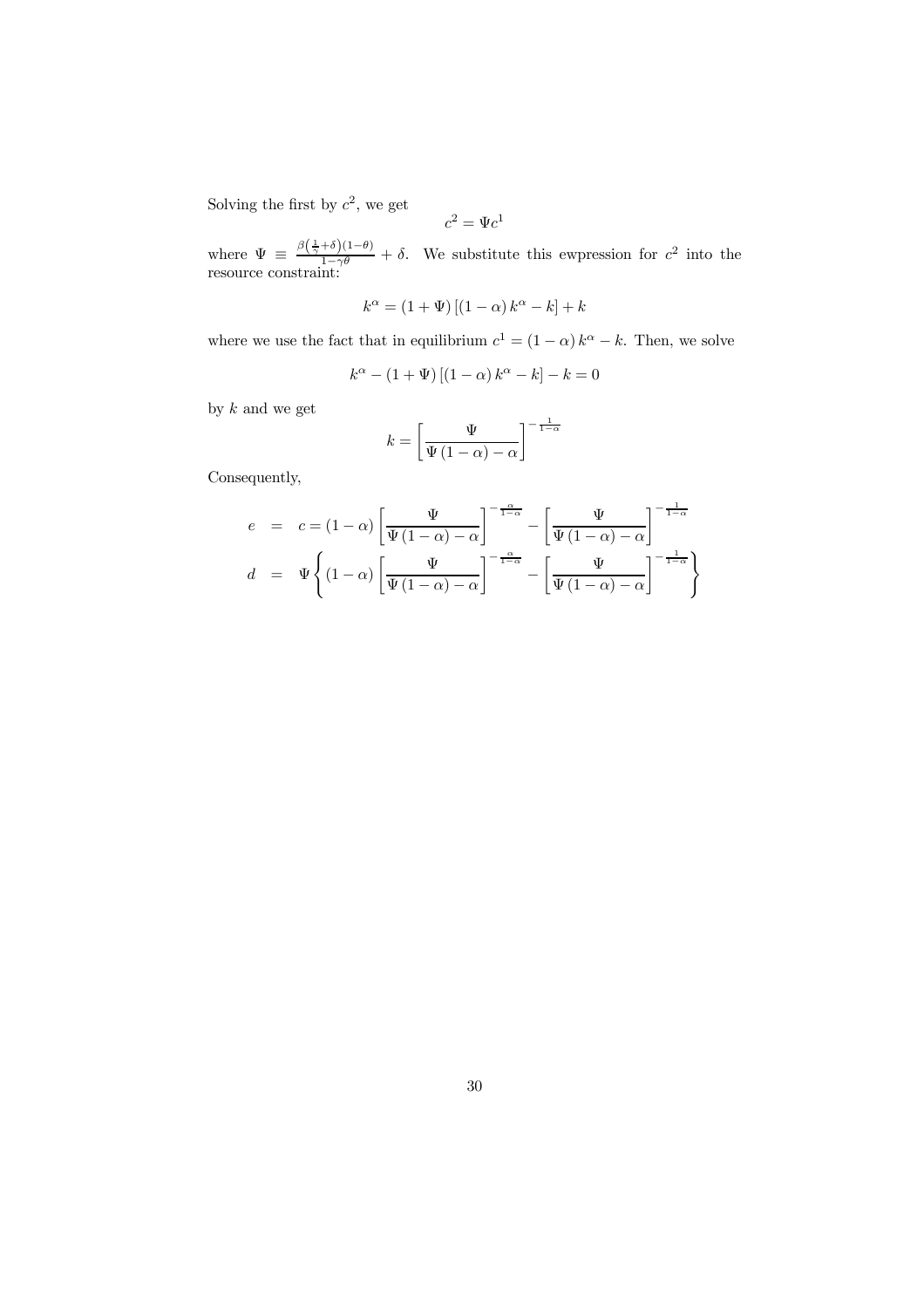Solving the first by $c^2$, we get

$$c^2 = \Psi c^1$$

where $\Psi \equiv \frac{\beta\left(\frac{1}{\gamma}+\delta\right)(1-\theta)}{1-\gamma\theta} + \delta$. We substitute this ewpression for $c^2$ into the resource constraint:

$$k^{\alpha} = (1+\Psi)\left[(1-\alpha)k^{\alpha} - k\right] + k$$

where we use the fact that in equilibrium $c^1 = (1-\alpha)k^{\alpha} - k$. Then, we solve

$$k^{\alpha} - (1+\Psi)\left[(1-\alpha)k^{\alpha} - k\right] - k = 0$$

by $k$ and we get

$$k = \left[\frac{\Psi}{\Psi(1-\alpha) - \alpha}\right]^{-\frac{1}{1-\alpha}}$$

Consequently,

$$\begin{aligned}
e &= c = (1-\alpha)\left[\frac{\Psi}{\Psi(1-\alpha)-\alpha}\right]^{-\frac{\alpha}{1-\alpha}} - \left[\frac{\Psi}{\Psi(1-\alpha)-\alpha}\right]^{-\frac{1}{1-\alpha}} \\
d &= \Psi\left\{(1-\alpha)\left[\frac{\Psi}{\Psi(1-\alpha)-\alpha}\right]^{-\frac{\alpha}{1-\alpha}} - \left[\frac{\Psi}{\Psi(1-\alpha)-\alpha}\right]^{-\frac{1}{1-\alpha}}\right\}
\end{aligned}$$